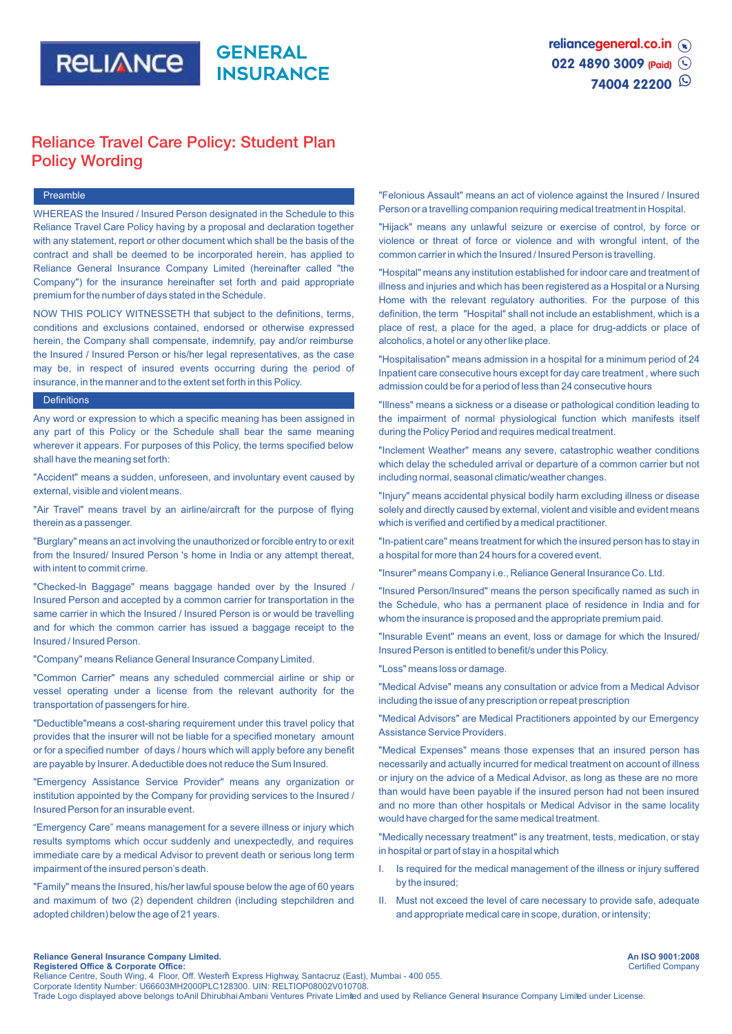# Reliance Travel Care Policy: Student Plan Policy Wording

## Preamble

WHEREAS the Insured / Insured Person designated in the Schedule to this Reliance Travel Care Policy having by a proposal and declaration together with any statement, report or other document which shall be the basis of the contract and shall be deemed to be incorporated herein, has applied to Reliance General Insurance Company Limited (hereinafter called "the Company") for the insurance hereinafter set forth and paid appropriate premium for the number of days stated in the Schedule.

NOW THIS POLICY WITNESSETH that subject to the definitions, terms, conditions and exclusions contained, endorsed or otherwise expressed herein, the Company shall compensate, indemnify, pay and/or reimburse the Insured / Insured Person or his/her legal representatives, as the case may be, in respect of insured events occurring during the period of insurance, in the manner and to the extent set forth in this Policy.

## Definitions

Any word or expression to which a specific meaning has been assigned in any part of this Policy or the Schedule shall bear the same meaning wherever it appears. For purposes of this Policy, the terms specified below shall have the meaning set forth:

"Accident" means a sudden, unforeseen, and involuntary event caused by external, visible and violent means.

"Air Travel" means travel by an airline/aircraft for the purpose of flying therein as a passenger.

"Burglary" means an act involving the unauthorized or forcible entry to or exit from the Insured/ Insured Person 's home in India or any attempt thereat, with intent to commit crime.

"Checked-In Baggage" means baggage handed over by the Insured / Insured Person and accepted by a common carrier for transportation in the same carrier in which the Insured / Insured Person is or would be travelling and for which the common carrier has issued a baggage receipt to the Insured / Insured Person.

"Company" means Reliance General Insurance Company Limited.

"Common Carrier" means any scheduled commercial airline or ship or vessel operating under a license from the relevant authority for the transportation of passengers for hire.

"Deductible"means a cost-sharing requirement under this travel policy that provides that the insurer will not be liable for a specified monetary amount or for a specified number of days / hours which will apply before any benefit are payable by Insurer. A deductible does not reduce the Sum Insured.

"Emergency Assistance Service Provider" means any organization or institution appointed by the Company for providing services to the Insured / Insured Person for an insurable event.

"Emergency Care" means management for a severe illness or injury which results symptoms which occur suddenly and unexpectedly, and requires immediate care by a medical Advisor to prevent death or serious long term impairment of the insured person's death.

"Family" means the Insured, his/her lawful spouse below the age of 60 years and maximum of two (2) dependent children (including stepchildren and adopted children) below the age of 21 years.

"Felonious Assault" means an act of violence against the Insured / Insured Person or a travelling companion requiring medical treatment in Hospital.

"Hijack" means any unlawful seizure or exercise of control, by force or violence and threat of force or violence and with wrongful intent, of the common carrier in which the Insured / Insured Person is travelling.

"Hospital" means any institution established for indoor care and treatment of illness and injuries and which has been registered as a Hospital or a Nursing Home with the relevant regulatory authorities. For the purpose of this definition, the term "Hospital" shall not include an establishment, which is a place of rest, a place for the aged, a place for drug-addicts or place of alcoholics, a hotel or any other like place.

"Hospitalisation" means admission in a hospital for a minimum period of 24 Inpatient care consecutive hours except for day care treatment , where such admission could be for a period of less than 24 consecutive hours

"Illness" means a sickness or a disease or pathological condition leading to the impairment of normal physiological function which manifests itself during the Policy Period and requires medical treatment.

"Inclement Weather" means any severe, catastrophic weather conditions which delay the scheduled arrival or departure of a common carrier but not including normal, seasonal climatic/weather changes.

"Injury" means accidental physical bodily harm excluding illness or disease solely and directly caused by external, violent and visible and evident means which is verified and certified by a medical practitioner.

"In-patient care" means treatment for which the insured person has to stay in a hospital for more than 24 hours for a covered event.

"Insurer" means Company i.e., Reliance General Insurance Co. Ltd.

"Insured Person/Insured" means the person specifically named as such in the Schedule, who has a permanent place of residence in India and for whom the insurance is proposed and the appropriate premium paid.

"Insurable Event" means an event, loss or damage for which the Insured/ Insured Person is entitled to benefit/s under this Policy.

"Loss" means loss or damage.

"Medical Advise" means any consultation or advice from a Medical Advisor including the issue of any prescription or repeat prescription

"Medical Advisors" are Medical Practitioners appointed by our Emergency Assistance Service Providers.

"Medical Expenses" means those expenses that an insured person has necessarily and actually incurred for medical treatment on account of illness or injury on the advice of a Medical Advisor, as long as these are no more than would have been payable if the insured person had not been insured and no more than other hospitals or Medical Advisor in the same locality would have charged for the same medical treatment.

"Medically necessary treatment" is any treatment, tests, medication, or stay in hospital or part of stay in a hospital which

I. Is required for the medical management of the illness or injury suffered by the insured;

II. Must not exceed the level of care necessary to provide safe, adequate and appropriate medical care in scope, duration, or intensity;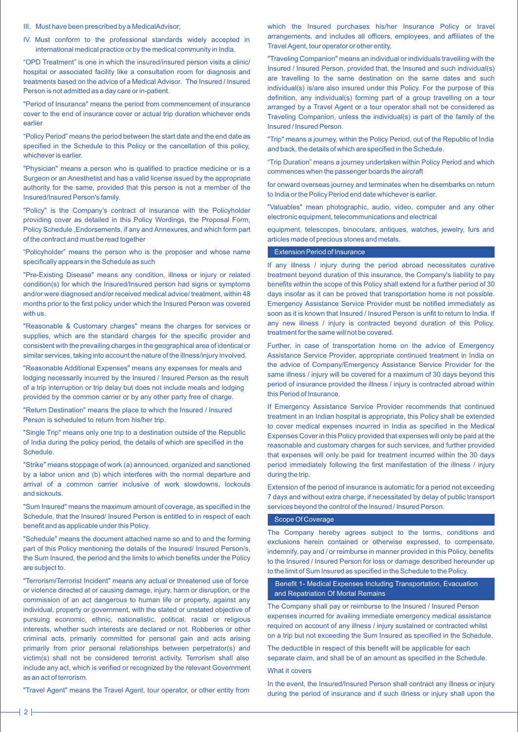III. Must have been prescribed by a MedicalAdvisor;

IV. Must conform to the professional standards widely accepted in international medical practice or by the medical community in India.

"OPD Treatment" is one in which the insured/insured person visits a clinic/ hospital or associated facility like a consultation room for diagnosis and treatments based on the advice of a Medical Advisor. The Insured / Insured Person is not admitted as a day care or in-patient.

"Period of Insurance" means the period from commencement of insurance cover to the end of insurance cover or actual trip duration whichever ends earlier

"Policy Period" means the period between the start date and the end date as specified in the Schedule to this Policy or the cancellation of this policy, whichever is earlier.

"Physician" means a person who is qualified to practice medicine or is a Surgeon or an Anesthetist and has a valid license issued by the appropriate authority for the same, provided that this person is not a member of the Insured/Insured Person's family.

"Policy" is the Company's contract of insurance with the Policyholder providing cover as detailed in this Policy Wordings, the Proposal Form, Policy Schedule ,Endorsements, if any and Annexures, and which form part of the contract and must be read together

"Policyholder" means the person who is the proposer and whose name specifically appears in the Schedule as such

"Pre-Existing Disease" means any condition, illness or injury or related condition(s) for which the Insured/Insured person had signs or symptoms and/or were diagnosed and/or received medical advice/ treatment, within 48 months prior to the first policy under which the Insured Person was covered with us.

"Reasonable & Customary charges" means the charges for services or supplies, which are the standard charges for the specific provider and consistent with the prevailing charges in the geographical area of identical or similar services, taking into account the nature of the illness/injury involved.

"Reasonable Additional Expenses" means any expenses for meals and lodging necessarily incurred by the Insured / Insured Person as the result of a trip interruption or trip delay but does not include meals and lodging provided by the common carrier or by any other party free of charge.

"Return Destination" means the place to which the Insured / Insured Person is scheduled to return from his/her trip.

"Single Trip" means only one trip to a destination outside of the Republic of India during the policy period, the details of which are specified in the Schedule.

"Strike" means stoppage of work (a) announced, organized and sanctioned by a labor union and (b) which interferes with the normal departure and arrival of a common carrier inclusive of work slowdowns, lockouts and sickouts.

"Sum Insured" means the maximum amount of coverage, as specified in the Schedule, that the Insured/ Insured Person is entitled to in respect of each benefit and as applicable under this Policy.

"Schedule" means the document attached name so and to and the forming part of this Policy mentioning the details of the Insured/ Insured Person/s, the Sum Insured, the period and the limits to which benefits under the Policy are subject to.

"Terrorism/Terrorist Incident" means any actual or threatened use of force or violence directed at or causing damage, injury, harm or disruption, or the commission of an act dangerous to human life or property, against any individual, property or government, with the stated or unstated objective of pursuing economic, ethnic, nationalistic, political, racial or religious interests, whether such interests are declared or not. Robberies or other criminal acts, primarily committed for personal gain and acts arising primarily from prior personal relationships between perpetrator(s) and victim(s) shall not be considered terrorist activity. Terrorism shall also include any act, which is verified or recognized by the relevant Government as an act of terrorism.

"Travel Agent" means the Travel Agent, tour operator, or other entity from which the Insured purchases his/her Insurance Policy or travel arrangements, and includes all officers, employees, and affiliates of the Travel Agent, tour operator or other entity.

"Traveling Companion" means an individual or individuals travelling with the Insured / Insured Person, provided that, the Insured and such individual(s) are travelling to the same destination on the same dates and such individual(s) is/are also insured under this Policy. For the purpose of this definition, any individual(s) forming part of a group travelling on a tour arranged by a Travel Agent or a tour operator shall not be considered as Traveling Companion, unless the individual(s) is part of the family of the Insured / Insured Person.

"Trip" means a journey, within the Policy Period, out of the Republic of India and back, the details of which are specified in the Schedule.

"Trip Duration" means a journey undertaken within Policy Period and which commences when the passenger boards the aircraft for onward overseas journey and terminates when he disembarks on return to India or the Policy Period end date whichever is earlier.

"Valuables" mean photographic, audio, video, computer and any other electronic equipment, telecommunications and electrical equipment, telescopes, binoculars, antiques, watches, jewelry, furs and articles made of precious stones and metals.

## Extension Period of Insurance

If any illness / injury during the period abroad necessitates curative treatment beyond duration of this insurance, the Company's liability to pay benefits within the scope of this Policy shall extend for a further period of 30 days insofar as it can be proved that transportation home is not possible. Emergency Assistance Service Provider must be notified immediately as soon as it is known that Insured / Insured Person is unfit to return to India. If any new illness / injury is contracted beyond duration of this Policy, treatment for the same will not be covered.

Further, in case of transportation home on the advice of Emergency Assistance Service Provider, appropriate continued treatment in India on the advice of Company/Emergency Assistance Service Provider for the same illness / injury will be covered for a maximum of 30 days beyond this period of insurance provided the illness / injury is contracted abroad within this Period of Insurance.

If Emergency Assistance Service Provider recommends that continued treatment in an Indian hospital is appropriate, this Policy shall be extended to cover medical expenses incurred in India as specified in the Medical Expenses Cover in this Policy provided that expenses will only be paid at the reasonable and customary charges for such services, and further provided that expenses will only be paid for treatment incurred within the 30 days period immediately following the first manifestation of the illness / injury during the trip.

Extension of the period of insurance is automatic for a period not exceeding 7 days and without extra charge, if necessitated by delay of public transport services beyond the control of the Insured / Insured Person.

## Scope Of Coverage

The Company hereby agrees subject to the terms, conditions and exclusions herein contained or otherwise expressed, to compensate, indemnify, pay and / or reimburse in manner provided in this Policy, benefits to the Insured / Insured Person for loss or damage described hereunder up to the limit of Sum Insured as specified in the Schedule to the Policy.

## Benefit 1- Medical Expenses Including Transportation, Evacuation and Repatriation Of Mortal Remains

The Company shall pay or reimburse to the Insured / Insured Person expenses incurred for availing immediate emergency medical assistance required on account of any illness / injury sustained or contracted whilst on a trip but not exceeding the Sum Insured as specified in the Schedule.

The deductible in respect of this benefit will be applicable for each separate claim, and shall be of an amount as specified in the Schedule.

What it covers

In the event, the Insured/Insured Person shall contract any illness or injury during the period of insurance and if such illness or injury shall upon the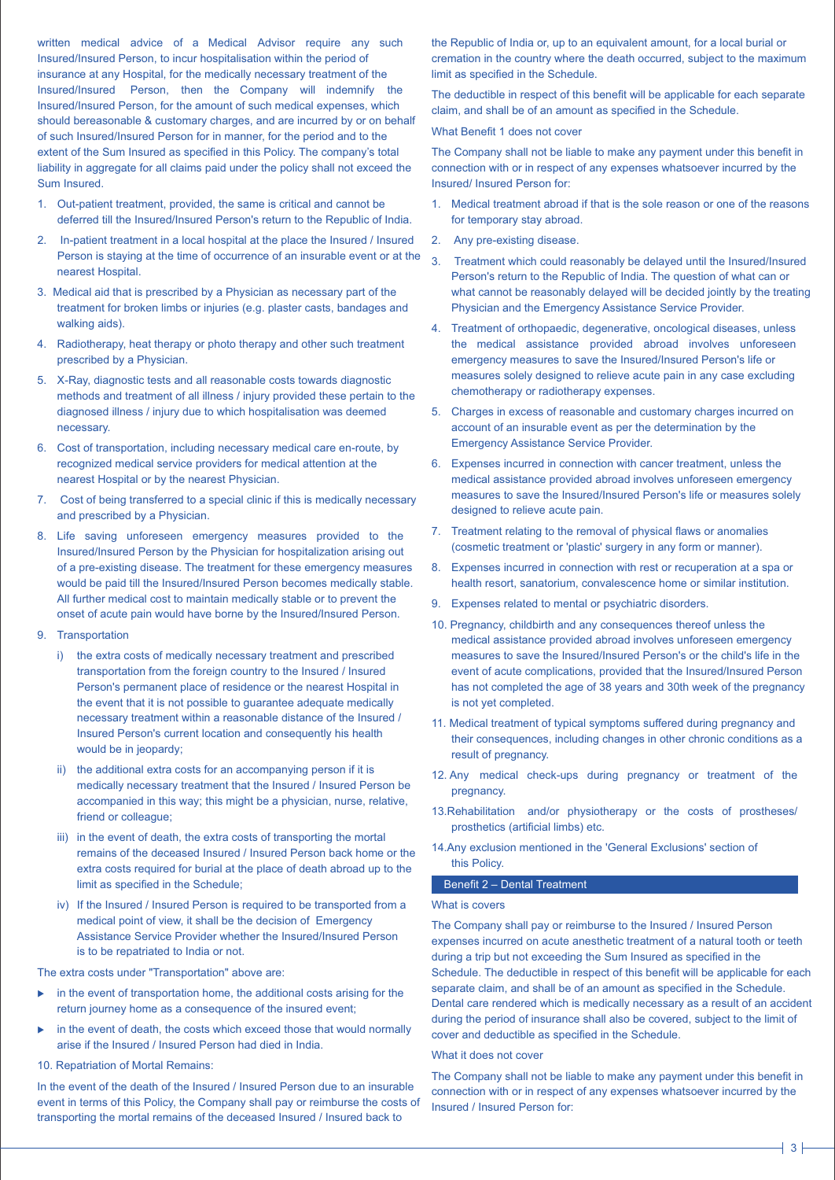written medical advice of a Medical Advisor require any such Insured/Insured Person, to incur hospitalisation within the period of insurance at any Hospital, for the medically necessary treatment of the Insured/Insured Person, then the Company will indemnify the Insured/Insured Person, for the amount of such medical expenses, which should bereasonable & customary charges, and are incurred by or on behalf of such Insured/Insured Person for in manner, for the period and to the extent of the Sum Insured as specified in this Policy. The company's total liability in aggregate for all claims paid under the policy shall not exceed the Sum Insured.

1. Out-patient treatment, provided, the same is critical and cannot be deferred till the Insured/Insured Person's return to the Republic of India.
2. In-patient treatment in a local hospital at the place the Insured / Insured Person is staying at the time of occurrence of an insurable event or at the nearest Hospital.
3. Medical aid that is prescribed by a Physician as necessary part of the treatment for broken limbs or injuries (e.g. plaster casts, bandages and walking aids).
4. Radiotherapy, heat therapy or photo therapy and other such treatment prescribed by a Physician.
5. X-Ray, diagnostic tests and all reasonable costs towards diagnostic methods and treatment of all illness / injury provided these pertain to the diagnosed illness / injury due to which hospitalisation was deemed necessary.
6. Cost of transportation, including necessary medical care en-route, by recognized medical service providers for medical attention at the nearest Hospital or by the nearest Physician.
7. Cost of being transferred to a special clinic if this is medically necessary and prescribed by a Physician.
8. Life saving unforeseen emergency measures provided to the Insured/Insured Person by the Physician for hospitalization arising out of a pre-existing disease. The treatment for these emergency measures would be paid till the Insured/Insured Person becomes medically stable. All further medical cost to maintain medically stable or to prevent the onset of acute pain would have borne by the Insured/Insured Person.
9. Transportation
   i) the extra costs of medically necessary treatment and prescribed transportation from the foreign country to the Insured / Insured Person's permanent place of residence or the nearest Hospital in the event that it is not possible to guarantee adequate medically necessary treatment within a reasonable distance of the Insured / Insured Person's current location and consequently his health would be in jeopardy;
   ii) the additional extra costs for an accompanying person if it is medically necessary treatment that the Insured / Insured Person be accompanied in this way; this might be a physician, nurse, relative, friend or colleague;
   iii) in the event of death, the extra costs of transporting the mortal remains of the deceased Insured / Insured Person back home or the extra costs required for burial at the place of death abroad up to the limit as specified in the Schedule;
   iv) If the Insured / Insured Person is required to be transported from a medical point of view, it shall be the decision of Emergency Assistance Service Provider whether the Insured/Insured Person is to be repatriated to India or not.

The extra costs under "Transportation" above are:

- in the event of transportation home, the additional costs arising for the return journey home as a consequence of the insured event;
- in the event of death, the costs which exceed those that would normally arise if the Insured / Insured Person had died in India.

10. Repatriation of Mortal Remains:

In the event of the death of the Insured / Insured Person due to an insurable event in terms of this Policy, the Company shall pay or reimburse the costs of transporting the mortal remains of the deceased Insured / Insured back to the Republic of India or, up to an equivalent amount, for a local burial or cremation in the country where the death occurred, subject to the maximum limit as specified in the Schedule.

The deductible in respect of this benefit will be applicable for each separate claim, and shall be of an amount as specified in the Schedule.

What Benefit 1 does not cover

The Company shall not be liable to make any payment under this benefit in connection with or in respect of any expenses whatsoever incurred by the Insured/ Insured Person for:

1. Medical treatment abroad if that is the sole reason or one of the reasons for temporary stay abroad.
2. Any pre-existing disease.
3. Treatment which could reasonably be delayed until the Insured/Insured Person's return to the Republic of India. The question of what can or what cannot be reasonably delayed will be decided jointly by the treating Physician and the Emergency Assistance Service Provider.
4. Treatment of orthopaedic, degenerative, oncological diseases, unless the medical assistance provided abroad involves unforeseen emergency measures to save the Insured/Insured Person's life or measures solely designed to relieve acute pain in any case excluding chemotherapy or radiotherapy expenses.
5. Charges in excess of reasonable and customary charges incurred on account of an insurable event as per the determination by the Emergency Assistance Service Provider.
6. Expenses incurred in connection with cancer treatment, unless the medical assistance provided abroad involves unforeseen emergency measures to save the Insured/Insured Person's life or measures solely designed to relieve acute pain.
7. Treatment relating to the removal of physical flaws or anomalies (cosmetic treatment or 'plastic' surgery in any form or manner).
8. Expenses incurred in connection with rest or recuperation at a spa or health resort, sanatorium, convalescence home or similar institution.
9. Expenses related to mental or psychiatric disorders.
10. Pregnancy, childbirth and any consequences thereof unless the medical assistance provided abroad involves unforeseen emergency measures to save the Insured/Insured Person's or the child's life in the event of acute complications, provided that the Insured/Insured Person has not completed the age of 38 years and 30th week of the pregnancy is not yet completed.
11. Medical treatment of typical symptoms suffered during pregnancy and their consequences, including changes in other chronic conditions as a result of pregnancy.
12. Any medical check-ups during pregnancy or treatment of the pregnancy.
13. Rehabilitation and/or physiotherapy or the costs of prostheses/ prosthetics (artificial limbs) etc.
14. Any exclusion mentioned in the 'General Exclusions' section of this Policy.

## Benefit 2 – Dental Treatment

What is covers

The Company shall pay or reimburse to the Insured / Insured Person expenses incurred on acute anesthetic treatment of a natural tooth or teeth during a trip but not exceeding the Sum Insured as specified in the Schedule. The deductible in respect of this benefit will be applicable for each separate claim, and shall be of an amount as specified in the Schedule. Dental care rendered which is medically necessary as a result of an accident during the period of insurance shall also be covered, subject to the limit of cover and deductible as specified in the Schedule.

What it does not cover

The Company shall not be liable to make any payment under this benefit in connection with or in respect of any expenses whatsoever incurred by the Insured / Insured Person for: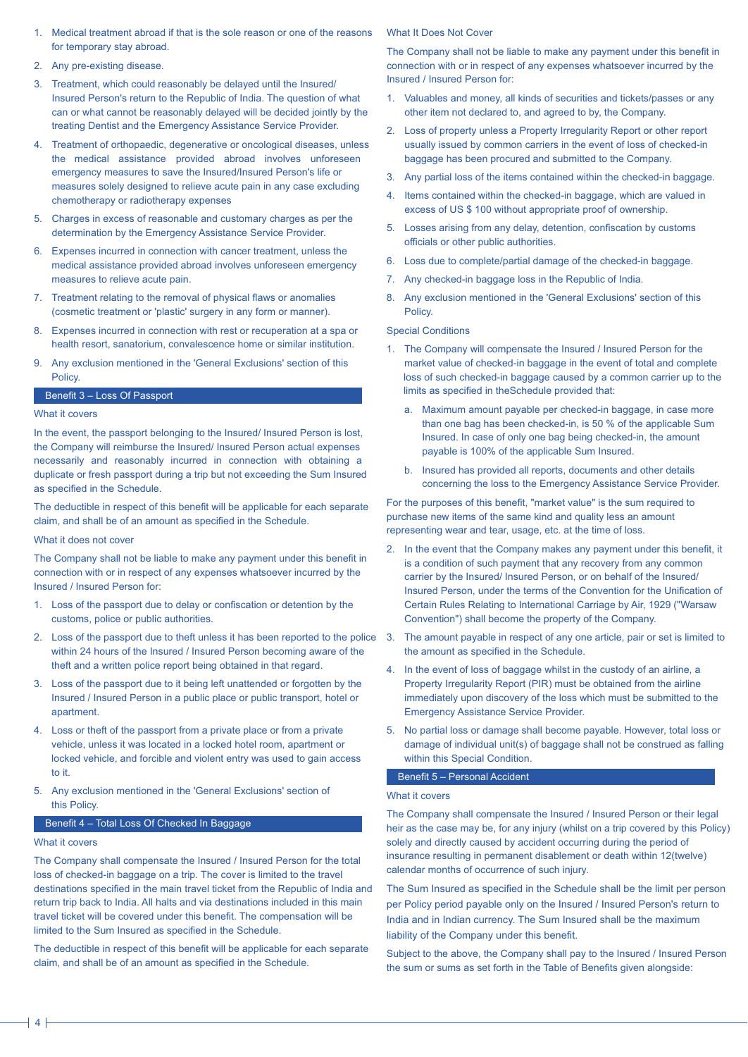1. Medical treatment abroad if that is the sole reason or one of the reasons for temporary stay abroad.
2. Any pre-existing disease.
3. Treatment, which could reasonably be delayed until the Insured/ Insured Person's return to the Republic of India. The question of what can or what cannot be reasonably delayed will be decided jointly by the treating Dentist and the Emergency Assistance Service Provider.
4. Treatment of orthopaedic, degenerative or oncological diseases, unless the medical assistance provided abroad involves unforeseen emergency measures to save the Insured/Insured Person's life or measures solely designed to relieve acute pain in any case excluding chemotherapy or radiotherapy expenses
5. Charges in excess of reasonable and customary charges as per the determination by the Emergency Assistance Service Provider.
6. Expenses incurred in connection with cancer treatment, unless the medical assistance provided abroad involves unforeseen emergency measures to relieve acute pain.
7. Treatment relating to the removal of physical flaws or anomalies (cosmetic treatment or 'plastic' surgery in any form or manner).
8. Expenses incurred in connection with rest or recuperation at a spa or health resort, sanatorium, convalescence home or similar institution.
9. Any exclusion mentioned in the 'General Exclusions' section of this Policy.

## Benefit 3 – Loss Of Passport

What it covers

In the event, the passport belonging to the Insured/ Insured Person is lost, the Company will reimburse the Insured/ Insured Person actual expenses necessarily and reasonably incurred in connection with obtaining a duplicate or fresh passport during a trip but not exceeding the Sum Insured as specified in the Schedule.

The deductible in respect of this benefit will be applicable for each separate claim, and shall be of an amount as specified in the Schedule.

What it does not cover

The Company shall not be liable to make any payment under this benefit in connection with or in respect of any expenses whatsoever incurred by the Insured / Insured Person for:

1. Loss of the passport due to delay or confiscation or detention by the customs, police or public authorities.
2. Loss of the passport due to theft unless it has been reported to the police within 24 hours of the Insured / Insured Person becoming aware of the theft and a written police report being obtained in that regard.
3. Loss of the passport due to it being left unattended or forgotten by the Insured / Insured Person in a public place or public transport, hotel or apartment.
4. Loss or theft of the passport from a private place or from a private vehicle, unless it was located in a locked hotel room, apartment or locked vehicle, and forcible and violent entry was used to gain access to it.
5. Any exclusion mentioned in the 'General Exclusions' section of this Policy.

## Benefit 4 – Total Loss Of Checked In Baggage

What it covers

The Company shall compensate the Insured / Insured Person for the total loss of checked-in baggage on a trip. The cover is limited to the travel destinations specified in the main travel ticket from the Republic of India and return trip back to India. All halts and via destinations included in this main travel ticket will be covered under this benefit. The compensation will be limited to the Sum Insured as specified in the Schedule.

The deductible in respect of this benefit will be applicable for each separate claim, and shall be of an amount as specified in the Schedule.

What It Does Not Cover

The Company shall not be liable to make any payment under this benefit in connection with or in respect of any expenses whatsoever incurred by the Insured / Insured Person for:

1. Valuables and money, all kinds of securities and tickets/passes or any other item not declared to, and agreed to by, the Company.
2. Loss of property unless a Property Irregularity Report or other report usually issued by common carriers in the event of loss of checked-in baggage has been procured and submitted to the Company.
3. Any partial loss of the items contained within the checked-in baggage.
4. Items contained within the checked-in baggage, which are valued in excess of US $ 100 without appropriate proof of ownership.
5. Losses arising from any delay, detention, confiscation by customs officials or other public authorities.
6. Loss due to complete/partial damage of the checked-in baggage.
7. Any checked-in baggage loss in the Republic of India.
8. Any exclusion mentioned in the 'General Exclusions' section of this Policy.

Special Conditions

1. The Company will compensate the Insured / Insured Person for the market value of checked-in baggage in the event of total and complete loss of such checked-in baggage caused by a common carrier up to the limits as specified in theSchedule provided that:
    a. Maximum amount payable per checked-in baggage, in case more than one bag has been checked-in, is 50 % of the applicable Sum Insured. In case of only one bag being checked-in, the amount payable is 100% of the applicable Sum Insured.
    b. Insured has provided all reports, documents and other details concerning the loss to the Emergency Assistance Service Provider.

For the purposes of this benefit, "market value" is the sum required to purchase new items of the same kind and quality less an amount representing wear and tear, usage, etc. at the time of loss.

2. In the event that the Company makes any payment under this benefit, it is a condition of such payment that any recovery from any common carrier by the Insured/ Insured Person, or on behalf of the Insured/ Insured Person, under the terms of the Convention for the Unification of Certain Rules Relating to International Carriage by Air, 1929 ("Warsaw Convention") shall become the property of the Company.
3. The amount payable in respect of any one article, pair or set is limited to the amount as specified in the Schedule.
4. In the event of loss of baggage whilst in the custody of an airline, a Property Irregularity Report (PIR) must be obtained from the airline immediately upon discovery of the loss which must be submitted to the Emergency Assistance Service Provider.
5. No partial loss or damage shall become payable. However, total loss or damage of individual unit(s) of baggage shall not be construed as falling within this Special Condition.

## Benefit 5 – Personal Accident

What it covers

The Company shall compensate the Insured / Insured Person or their legal heir as the case may be, for any injury (whilst on a trip covered by this Policy) solely and directly caused by accident occurring during the period of insurance resulting in permanent disablement or death within 12(twelve) calendar months of occurrence of such injury.

The Sum Insured as specified in the Schedule shall be the limit per person per Policy period payable only on the Insured / Insured Person's return to India and in Indian currency. The Sum Insured shall be the maximum liability of the Company under this benefit.

Subject to the above, the Company shall pay to the Insured / Insured Person the sum or sums as set forth in the Table of Benefits given alongside: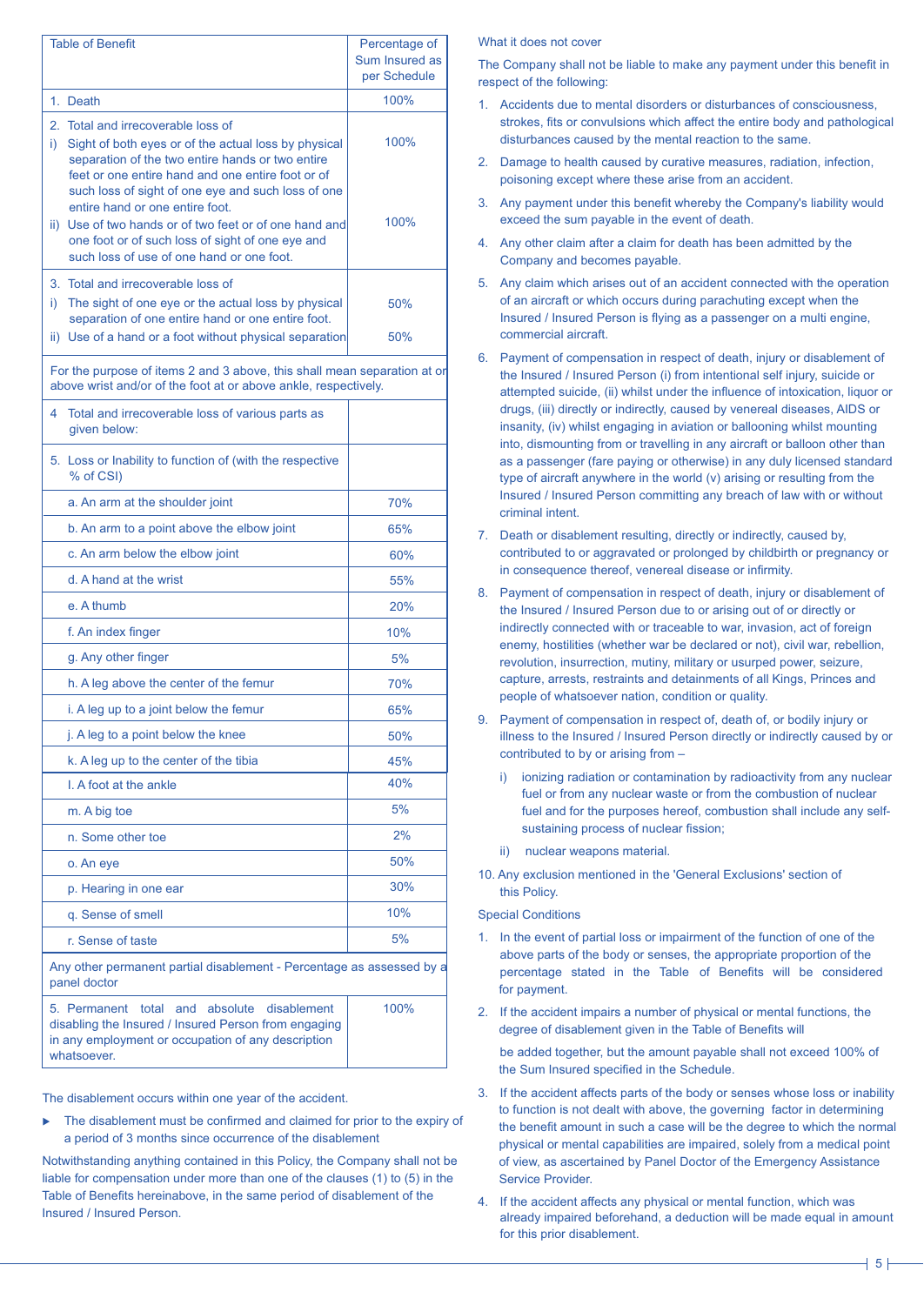| Table of Benefit | Percentage of Sum Insured as per Schedule |
|---|---|
| 1. Death | 100% |
| 2. Total and irrecoverable loss of | |
| i) Sight of both eyes or of the actual loss by physical separation of the two entire hands or two entire feet or one entire hand and one entire foot or of such loss of sight of one eye and such loss of one entire hand or one entire foot. | 100% |
| ii) Use of two hands or of two feet or of one hand and one foot or of such loss of sight of one eye and such loss of use of one hand or one foot. | 100% |
| 3. Total and irrecoverable loss of | |
| i) The sight of one eye or the actual loss by physical separation of one entire hand or one entire foot. | 50% |
| ii) Use of a hand or a foot without physical separation | 50% |
| For the purpose of items 2 and 3 above, this shall mean separation at or above wrist and/or of the foot at or above ankle, respectively. | |
| 4 Total and irrecoverable loss of various parts as given below: | |
| 5. Loss or Inability to function of (with the respective % of CSI) | |
| a. An arm at the shoulder joint | 70% |
| b. An arm to a point above the elbow joint | 65% |
| c. An arm below the elbow joint | 60% |
| d. A hand at the wrist | 55% |
| e. A thumb | 20% |
| f. An index finger | 10% |
| g. Any other finger | 5% |
| h. A leg above the center of the femur | 70% |
| i. A leg up to a joint below the femur | 65% |
| j. A leg to a point below the knee | 50% |
| k. A leg up to the center of the tibia | 45% |
| l. A foot at the ankle | 40% |
| m. A big toe | 5% |
| n. Some other toe | 2% |
| o. An eye | 50% |
| p. Hearing in one ear | 30% |
| q. Sense of smell | 10% |
| r. Sense of taste | 5% |
| Any other permanent partial disablement - Percentage as assessed by a panel doctor | |
| 5. Permanent total and absolute disablement disabling the Insured / Insured Person from engaging in any employment or occupation of any description whatsoever. | 100% |

The disablement occurs within one year of the accident.

- The disablement must be confirmed and claimed for prior to the expiry of a period of 3 months since occurrence of the disablement

Notwithstanding anything contained in this Policy, the Company shall not be liable for compensation under more than one of the clauses (1) to (5) in the Table of Benefits hereinabove, in the same period of disablement of the Insured / Insured Person.

What it does not cover

The Company shall not be liable to make any payment under this benefit in respect of the following:

1. Accidents due to mental disorders or disturbances of consciousness, strokes, fits or convulsions which affect the entire body and pathological disturbances caused by the mental reaction to the same.
2. Damage to health caused by curative measures, radiation, infection, poisoning except where these arise from an accident.
3. Any payment under this benefit whereby the Company's liability would exceed the sum payable in the event of death.
4. Any other claim after a claim for death has been admitted by the Company and becomes payable.
5. Any claim which arises out of an accident connected with the operation of an aircraft or which occurs during parachuting except when the Insured / Insured Person is flying as a passenger on a multi engine, commercial aircraft.
6. Payment of compensation in respect of death, injury or disablement of the Insured / Insured Person (i) from intentional self injury, suicide or attempted suicide, (ii) whilst under the influence of intoxication, liquor or drugs, (iii) directly or indirectly, caused by venereal diseases, AIDS or insanity, (iv) whilst engaging in aviation or ballooning whilst mounting into, dismounting from or travelling in any aircraft or balloon other than as a passenger (fare paying or otherwise) in any duly licensed standard type of aircraft anywhere in the world (v) arising or resulting from the Insured / Insured Person committing any breach of law with or without criminal intent.
7. Death or disablement resulting, directly or indirectly, caused by, contributed to or aggravated or prolonged by childbirth or pregnancy or in consequence thereof, venereal disease or infirmity.
8. Payment of compensation in respect of death, injury or disablement of the Insured / Insured Person due to or arising out of or directly or indirectly connected with or traceable to war, invasion, act of foreign enemy, hostilities (whether war be declared or not), civil war, rebellion, revolution, insurrection, mutiny, military or usurped power, seizure, capture, arrests, restraints and detainments of all Kings, Princes and people of whatsoever nation, condition or quality.
9. Payment of compensation in respect of, death of, or bodily injury or illness to the Insured / Insured Person directly or indirectly caused by or contributed to by or arising from –
   i) ionizing radiation or contamination by radioactivity from any nuclear fuel or from any nuclear waste or from the combustion of nuclear fuel and for the purposes hereof, combustion shall include any self-sustaining process of nuclear fission;
   ii) nuclear weapons material.
10. Any exclusion mentioned in the 'General Exclusions' section of this Policy.

Special Conditions

1. In the event of partial loss or impairment of the function of one of the above parts of the body or senses, the appropriate proportion of the percentage stated in the Table of Benefits will be considered for payment.
2. If the accident impairs a number of physical or mental functions, the degree of disablement given in the Table of Benefits will

   be added together, but the amount payable shall not exceed 100% of the Sum Insured specified in the Schedule.
3. If the accident affects parts of the body or senses whose loss or inability to function is not dealt with above, the governing factor in determining the benefit amount in such a case will be the degree to which the normal physical or mental capabilities are impaired, solely from a medical point of view, as ascertained by Panel Doctor of the Emergency Assistance Service Provider.
4. If the accident affects any physical or mental function, which was already impaired beforehand, a deduction will be made equal in amount for this prior disablement.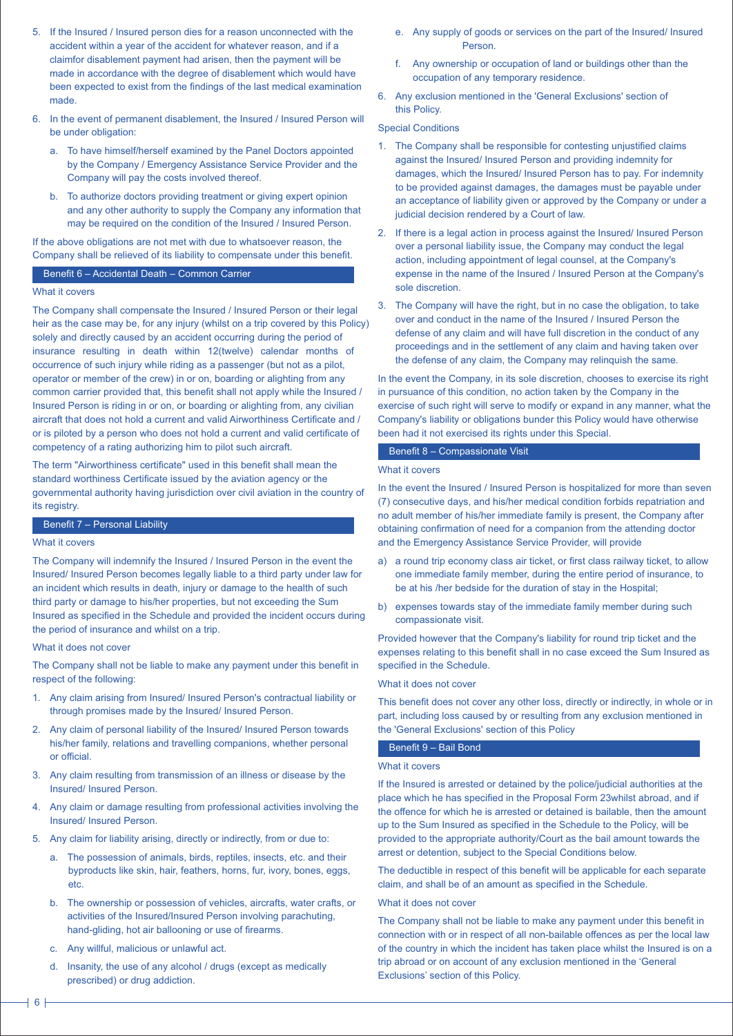5. If the Insured / Insured person dies for a reason unconnected with the accident within a year of the accident for whatever reason, and if a claimfor disablement payment had arisen, then the payment will be made in accordance with the degree of disablement which would have been expected to exist from the findings of the last medical examination made.

6. In the event of permanent disablement, the Insured / Insured Person will be under obligation:

   a. To have himself/herself examined by the Panel Doctors appointed by the Company / Emergency Assistance Service Provider and the Company will pay the costs involved thereof.

   b. To authorize doctors providing treatment or giving expert opinion and any other authority to supply the Company any information that may be required on the condition of the Insured / Insured Person.

If the above obligations are not met with due to whatsoever reason, the Company shall be relieved of its liability to compensate under this benefit.

## Benefit 6 – Accidental Death – Common Carrier

What it covers

The Company shall compensate the Insured / Insured Person or their legal heir as the case may be, for any injury (whilst on a trip covered by this Policy) solely and directly caused by an accident occurring during the period of insurance resulting in death within 12(twelve) calendar months of occurrence of such injury while riding as a passenger (but not as a pilot, operator or member of the crew) in or on, boarding or alighting from any common carrier provided that, this benefit shall not apply while the Insured / Insured Person is riding in or on, or boarding or alighting from, any civilian aircraft that does not hold a current and valid Airworthiness Certificate and / or is piloted by a person who does not hold a current and valid certificate of competency of a rating authorizing him to pilot such aircraft.

The term "Airworthiness certificate" used in this benefit shall mean the standard worthiness Certificate issued by the aviation agency or the governmental authority having jurisdiction over civil aviation in the country of its registry.

## Benefit 7 – Personal Liability

What it covers

The Company will indemnify the Insured / Insured Person in the event the Insured/ Insured Person becomes legally liable to a third party under law for an incident which results in death, injury or damage to the health of such third party or damage to his/her properties, but not exceeding the Sum Insured as specified in the Schedule and provided the incident occurs during the period of insurance and whilst on a trip.

What it does not cover

The Company shall not be liable to make any payment under this benefit in respect of the following:

1. Any claim arising from Insured/ Insured Person's contractual liability or through promises made by the Insured/ Insured Person.

2. Any claim of personal liability of the Insured/ Insured Person towards his/her family, relations and travelling companions, whether personal or official.

3. Any claim resulting from transmission of an illness or disease by the Insured/ Insured Person.

4. Any claim or damage resulting from professional activities involving the Insured/ Insured Person.

5. Any claim for liability arising, directly or indirectly, from or due to:

   a. The possession of animals, birds, reptiles, insects, etc. and their byproducts like skin, hair, feathers, horns, fur, ivory, bones, eggs, etc.

   b. The ownership or possession of vehicles, aircrafts, water crafts, or activities of the Insured/Insured Person involving parachuting, hand-gliding, hot air ballooning or use of firearms.

   c. Any willful, malicious or unlawful act.

   d. Insanity, the use of any alcohol / drugs (except as medically prescribed) or drug addiction.

   e. Any supply of goods or services on the part of the Insured/ Insured Person.

   f. Any ownership or occupation of land or buildings other than the occupation of any temporary residence.

6. Any exclusion mentioned in the 'General Exclusions' section of this Policy.

Special Conditions

1. The Company shall be responsible for contesting unjustified claims against the Insured/ Insured Person and providing indemnity for damages, which the Insured/ Insured Person has to pay. For indemnity to be provided against damages, the damages must be payable under an acceptance of liability given or approved by the Company or under a judicial decision rendered by a Court of law.

2. If there is a legal action in process against the Insured/ Insured Person over a personal liability issue, the Company may conduct the legal action, including appointment of legal counsel, at the Company's expense in the name of the Insured / Insured Person at the Company's sole discretion.

3. The Company will have the right, but in no case the obligation, to take over and conduct in the name of the Insured / Insured Person the defense of any claim and will have full discretion in the conduct of any proceedings and in the settlement of any claim and having taken over the defense of any claim, the Company may relinquish the same.

In the event the Company, in its sole discretion, chooses to exercise its right in pursuance of this condition, no action taken by the Company in the exercise of such right will serve to modify or expand in any manner, what the Company's liability or obligations bunder this Policy would have otherwise been had it not exercised its rights under this Special.

## Benefit 8 – Compassionate Visit

What it covers

In the event the Insured / Insured Person is hospitalized for more than seven (7) consecutive days, and his/her medical condition forbids repatriation and no adult member of his/her immediate family is present, the Company after obtaining confirmation of need for a companion from the attending doctor and the Emergency Assistance Service Provider, will provide

a) a round trip economy class air ticket, or first class railway ticket, to allow one immediate family member, during the entire period of insurance, to be at his /her bedside for the duration of stay in the Hospital;

b) expenses towards stay of the immediate family member during such compassionate visit.

Provided however that the Company's liability for round trip ticket and the expenses relating to this benefit shall in no case exceed the Sum Insured as specified in the Schedule.

What it does not cover

This benefit does not cover any other loss, directly or indirectly, in whole or in part, including loss caused by or resulting from any exclusion mentioned in the 'General Exclusions' section of this Policy

## Benefit 9 – Bail Bond

What it covers

If the Insured is arrested or detained by the police/judicial authorities at the place which he has specified in the Proposal Form 23whilst abroad, and if the offence for which he is arrested or detained is bailable, then the amount up to the Sum Insured as specified in the Schedule to the Policy, will be provided to the appropriate authority/Court as the bail amount towards the arrest or detention, subject to the Special Conditions below.

The deductible in respect of this benefit will be applicable for each separate claim, and shall be of an amount as specified in the Schedule.

What it does not cover

The Company shall not be liable to make any payment under this benefit in connection with or in respect of all non-bailable offences as per the local law of the country in which the incident has taken place whilst the Insured is on a trip abroad or on account of any exclusion mentioned in the 'General Exclusions' section of this Policy.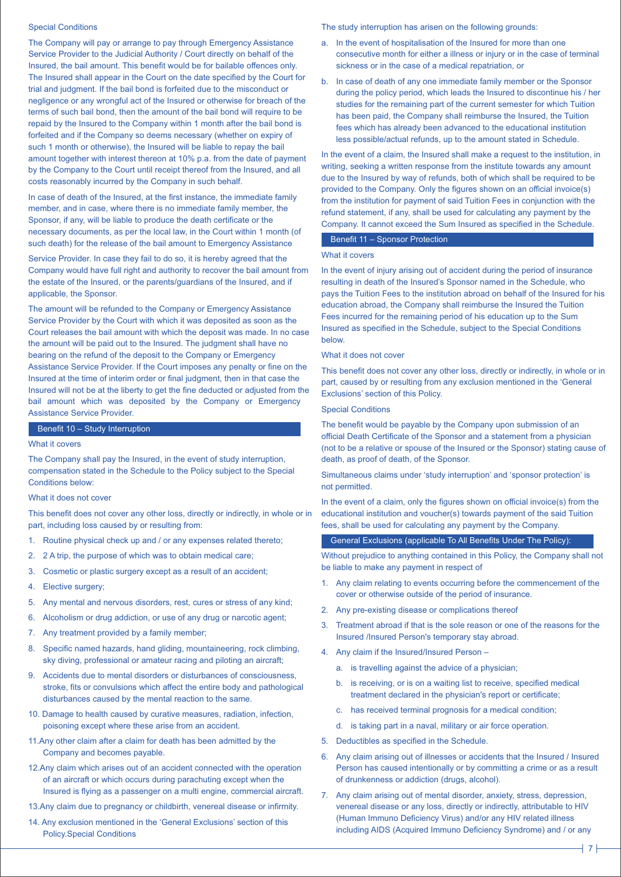Special Conditions

The Company will pay or arrange to pay through Emergency Assistance Service Provider to the Judicial Authority / Court directly on behalf of the Insured, the bail amount. This benefit would be for bailable offences only. The Insured shall appear in the Court on the date specified by the Court for trial and judgment. If the bail bond is forfeited due to the misconduct or negligence or any wrongful act of the Insured or otherwise for breach of the terms of such bail bond, then the amount of the bail bond will require to be repaid by the Insured to the Company within 1 month after the bail bond is forfeited and if the Company so deems necessary (whether on expiry of such 1 month or otherwise), the Insured will be liable to repay the bail amount together with interest thereon at 10% p.a. from the date of payment by the Company to the Court until receipt thereof from the Insured, and all costs reasonably incurred by the Company in such behalf.

In case of death of the Insured, at the first instance, the immediate family member, and in case, where there is no immediate family member, the Sponsor, if any, will be liable to produce the death certificate or the necessary documents, as per the local law, in the Court within 1 month (of such death) for the release of the bail amount to Emergency Assistance Service Provider. In case they fail to do so, it is hereby agreed that the Company would have full right and authority to recover the bail amount from the estate of the Insured, or the parents/guardians of the Insured, and if applicable, the Sponsor.

The amount will be refunded to the Company or Emergency Assistance Service Provider by the Court with which it was deposited as soon as the Court releases the bail amount with which the deposit was made. In no case the amount will be paid out to the Insured. The judgment shall have no bearing on the refund of the deposit to the Company or Emergency Assistance Service Provider. If the Court imposes any penalty or fine on the Insured at the time of interim order or final judgment, then in that case the Insured will not be at the liberty to get the fine deducted or adjusted from the bail amount which was deposited by the Company or Emergency Assistance Service Provider.

## Benefit 10 – Study Interruption

What it covers

The Company shall pay the Insured, in the event of study interruption, compensation stated in the Schedule to the Policy subject to the Special Conditions below:

What it does not cover

This benefit does not cover any other loss, directly or indirectly, in whole or in part, including loss caused by or resulting from:

1. Routine physical check up and / or any expenses related thereto;
2. 2 A trip, the purpose of which was to obtain medical care;
3. Cosmetic or plastic surgery except as a result of an accident;
4. Elective surgery;
5. Any mental and nervous disorders, rest, cures or stress of any kind;
6. Alcoholism or drug addiction, or use of any drug or narcotic agent;
7. Any treatment provided by a family member;
8. Specific named hazards, hand gliding, mountaineering, rock climbing, sky diving, professional or amateur racing and piloting an aircraft;
9. Accidents due to mental disorders or disturbances of consciousness, stroke, fits or convulsions which affect the entire body and pathological disturbances caused by the mental reaction to the same.
10. Damage to health caused by curative measures, radiation, infection, poisoning except where these arise from an accident.
11. Any other claim after a claim for death has been admitted by the Company and becomes payable.
12. Any claim which arises out of an accident connected with the operation of an aircraft or which occurs during parachuting except when the Insured is flying as a passenger on a multi engine, commercial aircraft.
13. Any claim due to pregnancy or childbirth, venereal disease or infirmity.
14. Any exclusion mentioned in the 'General Exclusions' section of this Policy.Special Conditions

The study interruption has arisen on the following grounds:

a. In the event of hospitalisation of the Insured for more than one consecutive month for either a illness or injury or in the case of terminal sickness or in the case of a medical repatriation, or
b. In case of death of any one immediate family member or the Sponsor during the policy period, which leads the Insured to discontinue his / her studies for the remaining part of the current semester for which Tuition has been paid, the Company shall reimburse the Insured, the Tuition fees which has already been advanced to the educational institution less possible/actual refunds, up to the amount stated in Schedule.

In the event of a claim, the Insured shall make a request to the institution, in writing, seeking a written response from the institute towards any amount due to the Insured by way of refunds, both of which shall be required to be provided to the Company. Only the figures shown on an official invoice(s) from the institution for payment of said Tuition Fees in conjunction with the refund statement, if any, shall be used for calculating any payment by the Company. It cannot exceed the Sum Insured as specified in the Schedule.

## Benefit 11 – Sponsor Protection

What it covers

In the event of injury arising out of accident during the period of insurance resulting in death of the Insured's Sponsor named in the Schedule, who pays the Tuition Fees to the institution abroad on behalf of the Insured for his education abroad, the Company shall reimburse the Insured the Tuition Fees incurred for the remaining period of his education up to the Sum Insured as specified in the Schedule, subject to the Special Conditions below.

What it does not cover

This benefit does not cover any other loss, directly or indirectly, in whole or in part, caused by or resulting from any exclusion mentioned in the 'General Exclusions' section of this Policy.

Special Conditions

The benefit would be payable by the Company upon submission of an official Death Certificate of the Sponsor and a statement from a physician (not to be a relative or spouse of the Insured or the Sponsor) stating cause of death, as proof of death, of the Sponsor.

Simultaneous claims under 'study interruption' and 'sponsor protection' is not permitted.

In the event of a claim, only the figures shown on official invoice(s) from the educational institution and voucher(s) towards payment of the said Tuition fees, shall be used for calculating any payment by the Company.

## General Exclusions (applicable To All Benefits Under The Policy):

Without prejudice to anything contained in this Policy, the Company shall not be liable to make any payment in respect of

1. Any claim relating to events occurring before the commencement of the cover or otherwise outside of the period of insurance.
2. Any pre-existing disease or complications thereof
3. Treatment abroad if that is the sole reason or one of the reasons for the Insured /Insured Person's temporary stay abroad.
4. Any claim if the Insured/Insured Person –
   a. is travelling against the advice of a physician;
   b. is receiving, or is on a waiting list to receive, specified medical treatment declared in the physician's report or certificate;
   c. has received terminal prognosis for a medical condition;
   d. is taking part in a naval, military or air force operation.
5. Deductibles as specified in the Schedule.
6. Any claim arising out of illnesses or accidents that the Insured / Insured Person has caused intentionally or by committing a crime or as a result of drunkenness or addiction (drugs, alcohol).
7. Any claim arising out of mental disorder, anxiety, stress, depression, venereal disease or any loss, directly or indirectly, attributable to HIV (Human Immuno Deficiency Virus) and/or any HIV related illness including AIDS (Acquired Immuno Deficiency Syndrome) and / or any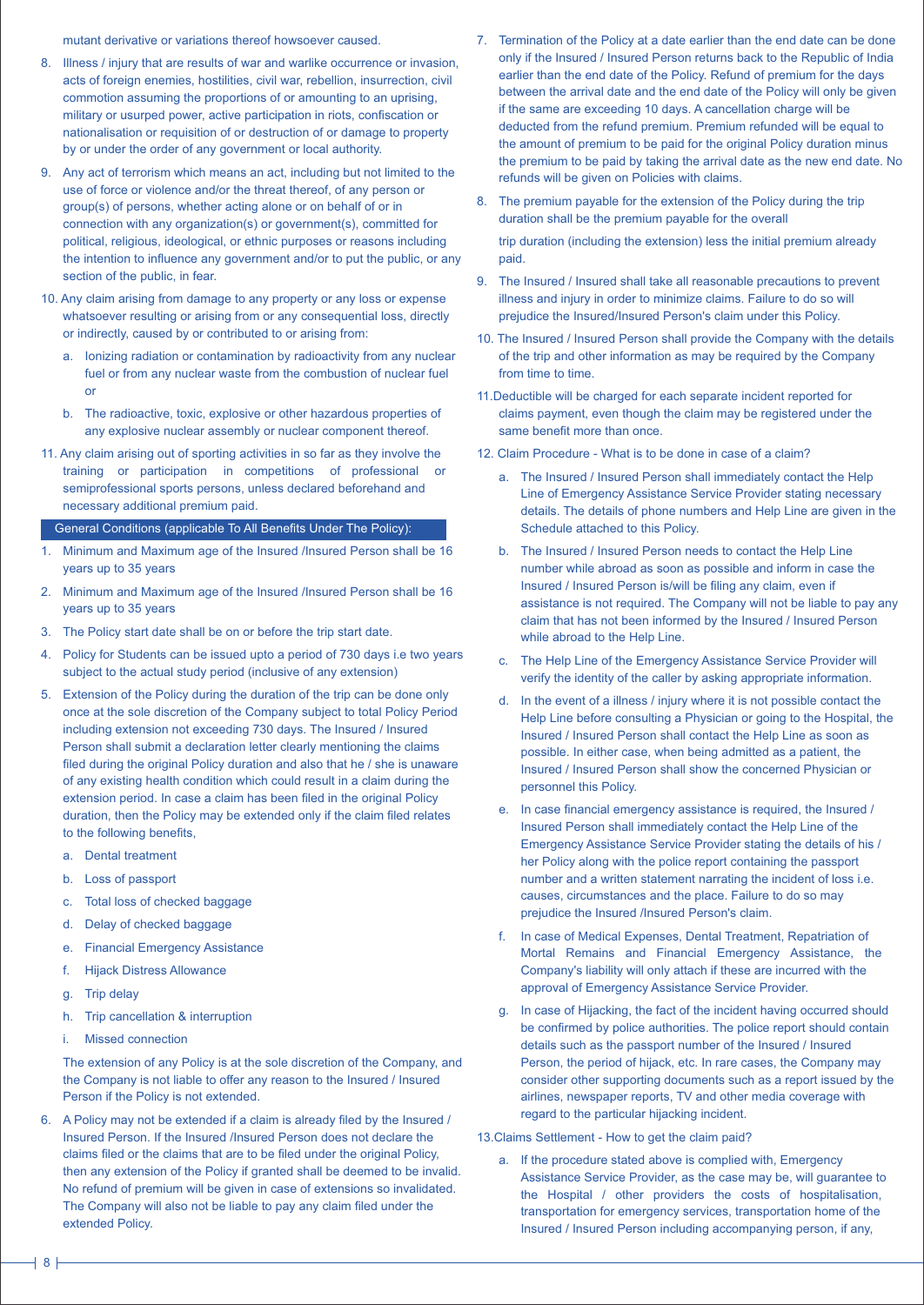mutant derivative or variations thereof howsoever caused.

8. Illness / injury that are results of war and warlike occurrence or invasion, acts of foreign enemies, hostilities, civil war, rebellion, insurrection, civil commotion assuming the proportions of or amounting to an uprising, military or usurped power, active participation in riots, confiscation or nationalisation or requisition of or destruction of or damage to property by or under the order of any government or local authority.

9. Any act of terrorism which means an act, including but not limited to the use of force or violence and/or the threat thereof, of any person or group(s) of persons, whether acting alone or on behalf of or in connection with any organization(s) or government(s), committed for political, religious, ideological, or ethnic purposes or reasons including the intention to influence any government and/or to put the public, or any section of the public, in fear.

10. Any claim arising from damage to any property or any loss or expense whatsoever resulting or arising from or any consequential loss, directly or indirectly, caused by or contributed to or arising from:

    a. Ionizing radiation or contamination by radioactivity from any nuclear fuel or from any nuclear waste from the combustion of nuclear fuel or

    b. The radioactive, toxic, explosive or other hazardous properties of any explosive nuclear assembly or nuclear component thereof.

11. Any claim arising out of sporting activities in so far as they involve the training or participation in competitions of professional or semiprofessional sports persons, unless declared beforehand and necessary additional premium paid.

## General Conditions (applicable To All Benefits Under The Policy):

1. Minimum and Maximum age of the Insured /Insured Person shall be 16 years up to 35 years

2. Minimum and Maximum age of the Insured /Insured Person shall be 16 years up to 35 years

3. The Policy start date shall be on or before the trip start date.

4. Policy for Students can be issued upto a period of 730 days i.e two years subject to the actual study period (inclusive of any extension)

5. Extension of the Policy during the duration of the trip can be done only once at the sole discretion of the Company subject to total Policy Period including extension not exceeding 730 days. The Insured / Insured Person shall submit a declaration letter clearly mentioning the claims filed during the original Policy duration and also that he / she is unaware of any existing health condition which could result in a claim during the extension period. In case a claim has been filed in the original Policy duration, then the Policy may be extended only if the claim filed relates to the following benefits,

    a. Dental treatment

    b. Loss of passport

    c. Total loss of checked baggage

    d. Delay of checked baggage

    e. Financial Emergency Assistance

    f. Hijack Distress Allowance

    g. Trip delay

    h. Trip cancellation & interruption

    i. Missed connection

    The extension of any Policy is at the sole discretion of the Company, and the Company is not liable to offer any reason to the Insured / Insured Person if the Policy is not extended.

6. A Policy may not be extended if a claim is already filed by the Insured / Insured Person. If the Insured /Insured Person does not declare the claims filed or the claims that are to be filed under the original Policy, then any extension of the Policy if granted shall be deemed to be invalid. No refund of premium will be given in case of extensions so invalidated. The Company will also not be liable to pay any claim filed under the extended Policy.

7. Termination of the Policy at a date earlier than the end date can be done only if the Insured / Insured Person returns back to the Republic of India earlier than the end date of the Policy. Refund of premium for the days between the arrival date and the end date of the Policy will only be given if the same are exceeding 10 days. A cancellation charge will be deducted from the refund premium. Premium refunded will be equal to the amount of premium to be paid for the original Policy duration minus the premium to be paid by taking the arrival date as the new end date. No refunds will be given on Policies with claims.

8. The premium payable for the extension of the Policy during the trip duration shall be the premium payable for the overall

    trip duration (including the extension) less the initial premium already paid.

9. The Insured / Insured shall take all reasonable precautions to prevent illness and injury in order to minimize claims. Failure to do so will prejudice the Insured/Insured Person's claim under this Policy.

10. The Insured / Insured Person shall provide the Company with the details of the trip and other information as may be required by the Company from time to time.

11. Deductible will be charged for each separate incident reported for claims payment, even though the claim may be registered under the same benefit more than once.

12. Claim Procedure - What is to be done in case of a claim?

    a. The Insured / Insured Person shall immediately contact the Help Line of Emergency Assistance Service Provider stating necessary details. The details of phone numbers and Help Line are given in the Schedule attached to this Policy.

    b. The Insured / Insured Person needs to contact the Help Line number while abroad as soon as possible and inform in case the Insured / Insured Person is/will be filing any claim, even if assistance is not required. The Company will not be liable to pay any claim that has not been informed by the Insured / Insured Person while abroad to the Help Line.

    c. The Help Line of the Emergency Assistance Service Provider will verify the identity of the caller by asking appropriate information.

    d. In the event of a illness / injury where it is not possible contact the Help Line before consulting a Physician or going to the Hospital, the Insured / Insured Person shall contact the Help Line as soon as possible. In either case, when being admitted as a patient, the Insured / Insured Person shall show the concerned Physician or personnel this Policy.

    e. In case financial emergency assistance is required, the Insured / Insured Person shall immediately contact the Help Line of the Emergency Assistance Service Provider stating the details of his / her Policy along with the police report containing the passport number and a written statement narrating the incident of loss i.e. causes, circumstances and the place. Failure to do so may prejudice the Insured /Insured Person's claim.

    f. In case of Medical Expenses, Dental Treatment, Repatriation of Mortal Remains and Financial Emergency Assistance, the Company's liability will only attach if these are incurred with the approval of Emergency Assistance Service Provider.

    g. In case of Hijacking, the fact of the incident having occurred should be confirmed by police authorities. The police report should contain details such as the passport number of the Insured / Insured Person, the period of hijack, etc. In rare cases, the Company may consider other supporting documents such as a report issued by the airlines, newspaper reports, TV and other media coverage with regard to the particular hijacking incident.

13. Claims Settlement - How to get the claim paid?

    a. If the procedure stated above is complied with, Emergency Assistance Service Provider, as the case may be, will guarantee to the Hospital / other providers the costs of hospitalisation, transportation for emergency services, transportation home of the Insured / Insured Person including accompanying person, if any,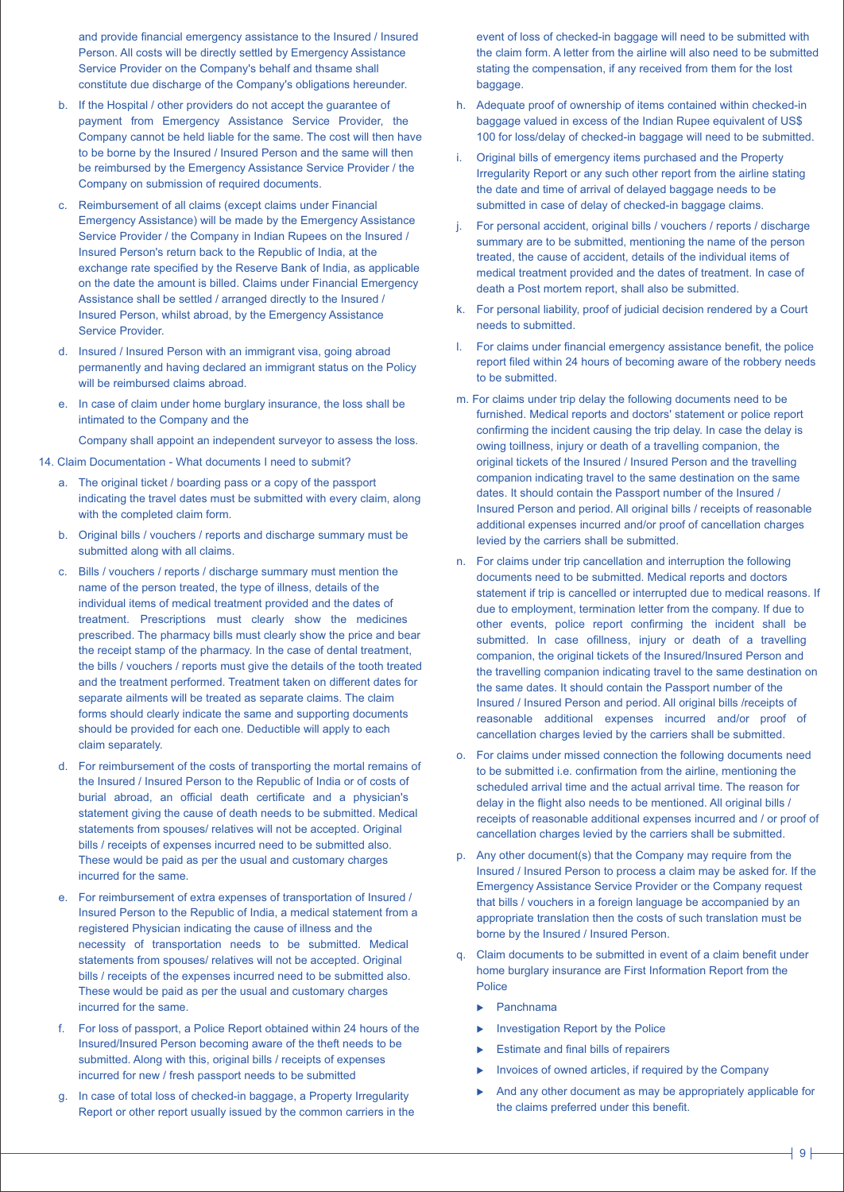and provide financial emergency assistance to the Insured / Insured Person. All costs will be directly settled by Emergency Assistance Service Provider on the Company's behalf and thsame shall constitute due discharge of the Company's obligations hereunder.

b. If the Hospital / other providers do not accept the guarantee of payment from Emergency Assistance Service Provider, the Company cannot be held liable for the same. The cost will then have to be borne by the Insured / Insured Person and the same will then be reimbursed by the Emergency Assistance Service Provider / the Company on submission of required documents.

c. Reimbursement of all claims (except claims under Financial Emergency Assistance) will be made by the Emergency Assistance Service Provider / the Company in Indian Rupees on the Insured / Insured Person's return back to the Republic of India, at the exchange rate specified by the Reserve Bank of India, as applicable on the date the amount is billed. Claims under Financial Emergency Assistance shall be settled / arranged directly to the Insured / Insured Person, whilst abroad, by the Emergency Assistance Service Provider.

d. Insured / Insured Person with an immigrant visa, going abroad permanently and having declared an immigrant status on the Policy will be reimbursed claims abroad.

e. In case of claim under home burglary insurance, the loss shall be intimated to the Company and the

Company shall appoint an independent surveyor to assess the loss.

14. Claim Documentation - What documents I need to submit?

a. The original ticket / boarding pass or a copy of the passport indicating the travel dates must be submitted with every claim, along with the completed claim form.

b. Original bills / vouchers / reports and discharge summary must be submitted along with all claims.

c. Bills / vouchers / reports / discharge summary must mention the name of the person treated, the type of illness, details of the individual items of medical treatment provided and the dates of treatment. Prescriptions must clearly show the medicines prescribed. The pharmacy bills must clearly show the price and bear the receipt stamp of the pharmacy. In the case of dental treatment, the bills / vouchers / reports must give the details of the tooth treated and the treatment performed. Treatment taken on different dates for separate ailments will be treated as separate claims. The claim forms should clearly indicate the same and supporting documents should be provided for each one. Deductible will apply to each claim separately.

d. For reimbursement of the costs of transporting the mortal remains of the Insured / Insured Person to the Republic of India or of costs of burial abroad, an official death certificate and a physician's statement giving the cause of death needs to be submitted. Medical statements from spouses/ relatives will not be accepted. Original bills / receipts of expenses incurred need to be submitted also. These would be paid as per the usual and customary charges incurred for the same.

e. For reimbursement of extra expenses of transportation of Insured / Insured Person to the Republic of India, a medical statement from a registered Physician indicating the cause of illness and the necessity of transportation needs to be submitted. Medical statements from spouses/ relatives will not be accepted. Original bills / receipts of the expenses incurred need to be submitted also. These would be paid as per the usual and customary charges incurred for the same.

f. For loss of passport, a Police Report obtained within 24 hours of the Insured/Insured Person becoming aware of the theft needs to be submitted. Along with this, original bills / receipts of expenses incurred for new / fresh passport needs to be submitted

g. In case of total loss of checked-in baggage, a Property Irregularity Report or other report usually issued by the common carriers in the event of loss of checked-in baggage will need to be submitted with the claim form. A letter from the airline will also need to be submitted stating the compensation, if any received from them for the lost baggage.

h. Adequate proof of ownership of items contained within checked-in baggage valued in excess of the Indian Rupee equivalent of US$ 100 for loss/delay of checked-in baggage will need to be submitted.

i. Original bills of emergency items purchased and the Property Irregularity Report or any such other report from the airline stating the date and time of arrival of delayed baggage needs to be submitted in case of delay of checked-in baggage claims.

j. For personal accident, original bills / vouchers / reports / discharge summary are to be submitted, mentioning the name of the person treated, the cause of accident, details of the individual items of medical treatment provided and the dates of treatment. In case of death a Post mortem report, shall also be submitted.

k. For personal liability, proof of judicial decision rendered by a Court needs to submitted.

l. For claims under financial emergency assistance benefit, the police report filed within 24 hours of becoming aware of the robbery needs to be submitted.

m. For claims under trip delay the following documents need to be furnished. Medical reports and doctors' statement or police report confirming the incident causing the trip delay. In case the delay is owing toillness, injury or death of a travelling companion, the original tickets of the Insured / Insured Person and the travelling companion indicating travel to the same destination on the same dates. It should contain the Passport number of the Insured / Insured Person and period. All original bills / receipts of reasonable additional expenses incurred and/or proof of cancellation charges levied by the carriers shall be submitted.

n. For claims under trip cancellation and interruption the following documents need to be submitted. Medical reports and doctors statement if trip is cancelled or interrupted due to medical reasons. If due to employment, termination letter from the company. If due to other events, police report confirming the incident shall be submitted. In case ofillness, injury or death of a travelling companion, the original tickets of the Insured/Insured Person and the travelling companion indicating travel to the same destination on the same dates. It should contain the Passport number of the Insured / Insured Person and period. All original bills /receipts of reasonable additional expenses incurred and/or proof of cancellation charges levied by the carriers shall be submitted.

o. For claims under missed connection the following documents need to be submitted i.e. confirmation from the airline, mentioning the scheduled arrival time and the actual arrival time. The reason for delay in the flight also needs to be mentioned. All original bills / receipts of reasonable additional expenses incurred and / or proof of cancellation charges levied by the carriers shall be submitted.

p. Any other document(s) that the Company may require from the Insured / Insured Person to process a claim may be asked for. If the Emergency Assistance Service Provider or the Company request that bills / vouchers in a foreign language be accompanied by an appropriate translation then the costs of such translation must be borne by the Insured / Insured Person.

q. Claim documents to be submitted in event of a claim benefit under home burglary insurance are First Information Report from the Police

- Panchnama
- Investigation Report by the Police
- Estimate and final bills of repairers
- Invoices of owned articles, if required by the Company
- And any other document as may be appropriately applicable for the claims preferred under this benefit.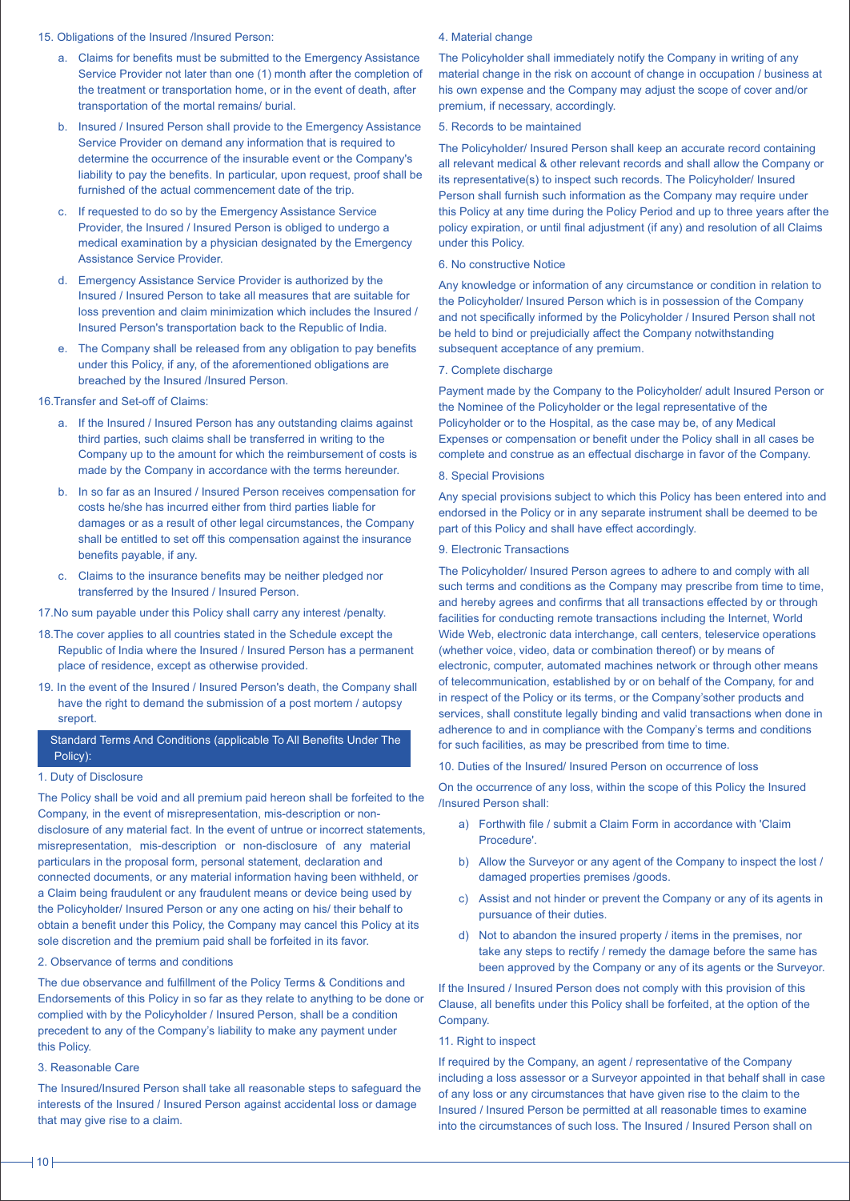15. Obligations of the Insured /Insured Person:

a. Claims for benefits must be submitted to the Emergency Assistance Service Provider not later than one (1) month after the completion of the treatment or transportation home, or in the event of death, after transportation of the mortal remains/ burial.

b. Insured / Insured Person shall provide to the Emergency Assistance Service Provider on demand any information that is required to determine the occurrence of the insurable event or the Company's liability to pay the benefits. In particular, upon request, proof shall be furnished of the actual commencement date of the trip.

c. If requested to do so by the Emergency Assistance Service Provider, the Insured / Insured Person is obliged to undergo a medical examination by a physician designated by the Emergency Assistance Service Provider.

d. Emergency Assistance Service Provider is authorized by the Insured / Insured Person to take all measures that are suitable for loss prevention and claim minimization which includes the Insured / Insured Person's transportation back to the Republic of India.

e. The Company shall be released from any obligation to pay benefits under this Policy, if any, of the aforementioned obligations are breached by the Insured /Insured Person.

16.Transfer and Set-off of Claims:

a. If the Insured / Insured Person has any outstanding claims against third parties, such claims shall be transferred in writing to the Company up to the amount for which the reimbursement of costs is made by the Company in accordance with the terms hereunder.

b. In so far as an Insured / Insured Person receives compensation for costs he/she has incurred either from third parties liable for damages or as a result of other legal circumstances, the Company shall be entitled to set off this compensation against the insurance benefits payable, if any.

c. Claims to the insurance benefits may be neither pledged nor transferred by the Insured / Insured Person.

17.No sum payable under this Policy shall carry any interest /penalty.

18.The cover applies to all countries stated in the Schedule except the Republic of India where the Insured / Insured Person has a permanent place of residence, except as otherwise provided.

19. In the event of the Insured / Insured Person's death, the Company shall have the right to demand the submission of a post mortem / autopsy sreport.

## Standard Terms And Conditions (applicable To All Benefits Under The Policy):

1. Duty of Disclosure

The Policy shall be void and all premium paid hereon shall be forfeited to the Company, in the event of misrepresentation, mis-description or non-disclosure of any material fact. In the event of untrue or incorrect statements, misrepresentation, mis-description or non-disclosure of any material particulars in the proposal form, personal statement, declaration and connected documents, or any material information having been withheld, or a Claim being fraudulent or any fraudulent means or device being used by the Policyholder/ Insured Person or any one acting on his/ their behalf to obtain a benefit under this Policy, the Company may cancel this Policy at its sole discretion and the premium paid shall be forfeited in its favor.

2. Observance of terms and conditions

The due observance and fulfillment of the Policy Terms & Conditions and Endorsements of this Policy in so far as they relate to anything to be done or complied with by the Policyholder / Insured Person, shall be a condition precedent to any of the Company's liability to make any payment under this Policy.

3. Reasonable Care

The Insured/Insured Person shall take all reasonable steps to safeguard the interests of the Insured / Insured Person against accidental loss or damage that may give rise to a claim.

4. Material change

The Policyholder shall immediately notify the Company in writing of any material change in the risk on account of change in occupation / business at his own expense and the Company may adjust the scope of cover and/or premium, if necessary, accordingly.

5. Records to be maintained

The Policyholder/ Insured Person shall keep an accurate record containing all relevant medical & other relevant records and shall allow the Company or its representative(s) to inspect such records. The Policyholder/ Insured Person shall furnish such information as the Company may require under this Policy at any time during the Policy Period and up to three years after the policy expiration, or until final adjustment (if any) and resolution of all Claims under this Policy.

6. No constructive Notice

Any knowledge or information of any circumstance or condition in relation to the Policyholder/ Insured Person which is in possession of the Company and not specifically informed by the Policyholder / Insured Person shall not be held to bind or prejudicially affect the Company notwithstanding subsequent acceptance of any premium.

7. Complete discharge

Payment made by the Company to the Policyholder/ adult Insured Person or the Nominee of the Policyholder or the legal representative of the Policyholder or to the Hospital, as the case may be, of any Medical Expenses or compensation or benefit under the Policy shall in all cases be complete and construe as an effectual discharge in favor of the Company.

8. Special Provisions

Any special provisions subject to which this Policy has been entered into and endorsed in the Policy or in any separate instrument shall be deemed to be part of this Policy and shall have effect accordingly.

9. Electronic Transactions

The Policyholder/ Insured Person agrees to adhere to and comply with all such terms and conditions as the Company may prescribe from time to time, and hereby agrees and confirms that all transactions effected by or through facilities for conducting remote transactions including the Internet, World Wide Web, electronic data interchange, call centers, teleservice operations (whether voice, video, data or combination thereof) or by means of electronic, computer, automated machines network or through other means of telecommunication, established by or on behalf of the Company, for and in respect of the Policy or its terms, or the Company'sother products and services, shall constitute legally binding and valid transactions when done in adherence to and in compliance with the Company's terms and conditions for such facilities, as may be prescribed from time to time.

10. Duties of the Insured/ Insured Person on occurrence of loss

On the occurrence of any loss, within the scope of this Policy the Insured /Insured Person shall:

a) Forthwith file / submit a Claim Form in accordance with 'Claim Procedure'.

b) Allow the Surveyor or any agent of the Company to inspect the lost / damaged properties premises /goods.

c) Assist and not hinder or prevent the Company or any of its agents in pursuance of their duties.

d) Not to abandon the insured property / items in the premises, nor take any steps to rectify / remedy the damage before the same has been approved by the Company or any of its agents or the Surveyor.

If the Insured / Insured Person does not comply with this provision of this Clause, all benefits under this Policy shall be forfeited, at the option of the Company.

11. Right to inspect

If required by the Company, an agent / representative of the Company including a loss assessor or a Surveyor appointed in that behalf shall in case of any loss or any circumstances that have given rise to the claim to the Insured / Insured Person be permitted at all reasonable times to examine into the circumstances of such loss. The Insured / Insured Person shall on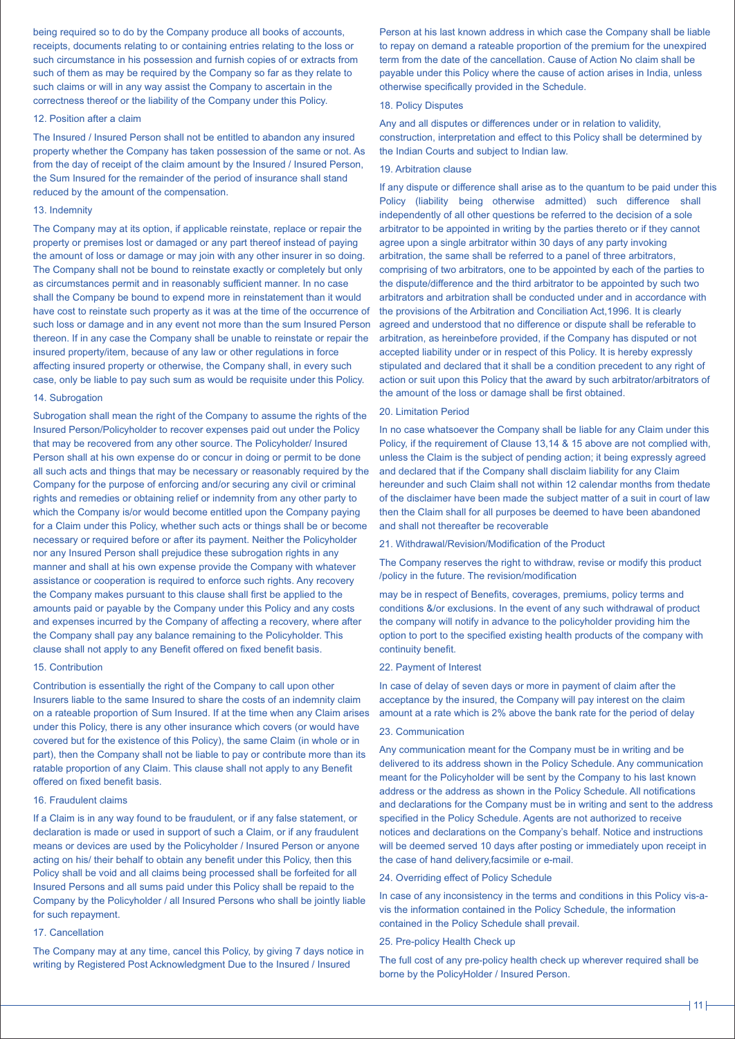being required so to do by the Company produce all books of accounts, receipts, documents relating to or containing entries relating to the loss or such circumstance in his possession and furnish copies of or extracts from such of them as may be required by the Company so far as they relate to such claims or will in any way assist the Company to ascertain in the correctness thereof or the liability of the Company under this Policy.

12. Position after a claim

The Insured / Insured Person shall not be entitled to abandon any insured property whether the Company has taken possession of the same or not. As from the day of receipt of the claim amount by the Insured / Insured Person, the Sum Insured for the remainder of the period of insurance shall stand reduced by the amount of the compensation.

13. Indemnity

The Company may at its option, if applicable reinstate, replace or repair the property or premises lost or damaged or any part thereof instead of paying the amount of loss or damage or may join with any other insurer in so doing. The Company shall not be bound to reinstate exactly or completely but only as circumstances permit and in reasonably sufficient manner. In no case shall the Company be bound to expend more in reinstatement than it would have cost to reinstate such property as it was at the time of the occurrence of such loss or damage and in any event not more than the sum Insured Person thereon. If in any case the Company shall be unable to reinstate or repair the insured property/item, because of any law or other regulations in force affecting insured property or otherwise, the Company shall, in every such case, only be liable to pay such sum as would be requisite under this Policy.

14. Subrogation

Subrogation shall mean the right of the Company to assume the rights of the Insured Person/Policyholder to recover expenses paid out under the Policy that may be recovered from any other source. The Policyholder/ Insured Person shall at his own expense do or concur in doing or permit to be done all such acts and things that may be necessary or reasonably required by the Company for the purpose of enforcing and/or securing any civil or criminal rights and remedies or obtaining relief or indemnity from any other party to which the Company is/or would become entitled upon the Company paying for a Claim under this Policy, whether such acts or things shall be or become necessary or required before or after its payment. Neither the Policyholder nor any Insured Person shall prejudice these subrogation rights in any manner and shall at his own expense provide the Company with whatever assistance or cooperation is required to enforce such rights. Any recovery the Company makes pursuant to this clause shall first be applied to the amounts paid or payable by the Company under this Policy and any costs and expenses incurred by the Company of affecting a recovery, where after the Company shall pay any balance remaining to the Policyholder. This clause shall not apply to any Benefit offered on fixed benefit basis.

15. Contribution

Contribution is essentially the right of the Company to call upon other Insurers liable to the same Insured to share the costs of an indemnity claim on a rateable proportion of Sum Insured. If at the time when any Claim arises under this Policy, there is any other insurance which covers (or would have covered but for the existence of this Policy), the same Claim (in whole or in part), then the Company shall not be liable to pay or contribute more than its ratable proportion of any Claim. This clause shall not apply to any Benefit offered on fixed benefit basis.

16. Fraudulent claims

If a Claim is in any way found to be fraudulent, or if any false statement, or declaration is made or used in support of such a Claim, or if any fraudulent means or devices are used by the Policyholder / Insured Person or anyone acting on his/ their behalf to obtain any benefit under this Policy, then this Policy shall be void and all claims being processed shall be forfeited for all Insured Persons and all sums paid under this Policy shall be repaid to the Company by the Policyholder / all Insured Persons who shall be jointly liable for such repayment.

17. Cancellation

The Company may at any time, cancel this Policy, by giving 7 days notice in writing by Registered Post Acknowledgment Due to the Insured / Insured Person at his last known address in which case the Company shall be liable to repay on demand a rateable proportion of the premium for the unexpired term from the date of the cancellation. Cause of Action No claim shall be payable under this Policy where the cause of action arises in India, unless otherwise specifically provided in the Schedule.

18. Policy Disputes

Any and all disputes or differences under or in relation to validity, construction, interpretation and effect to this Policy shall be determined by the Indian Courts and subject to Indian law.

19. Arbitration clause

If any dispute or difference shall arise as to the quantum to be paid under this Policy (liability being otherwise admitted) such difference shall independently of all other questions be referred to the decision of a sole arbitrator to be appointed in writing by the parties thereto or if they cannot agree upon a single arbitrator within 30 days of any party invoking arbitration, the same shall be referred to a panel of three arbitrators, comprising of two arbitrators, one to be appointed by each of the parties to the dispute/difference and the third arbitrator to be appointed by such two arbitrators and arbitration shall be conducted under and in accordance with the provisions of the Arbitration and Conciliation Act,1996. It is clearly agreed and understood that no difference or dispute shall be referable to arbitration, as hereinbefore provided, if the Company has disputed or not accepted liability under or in respect of this Policy. It is hereby expressly stipulated and declared that it shall be a condition precedent to any right of action or suit upon this Policy that the award by such arbitrator/arbitrators of the amount of the loss or damage shall be first obtained.

20. Limitation Period

In no case whatsoever the Company shall be liable for any Claim under this Policy, if the requirement of Clause 13,14 & 15 above are not complied with, unless the Claim is the subject of pending action; it being expressly agreed and declared that if the Company shall disclaim liability for any Claim hereunder and such Claim shall not within 12 calendar months from thedate of the disclaimer have been made the subject matter of a suit in court of law then the Claim shall for all purposes be deemed to have been abandoned and shall not thereafter be recoverable

21. Withdrawal/Revision/Modification of the Product

The Company reserves the right to withdraw, revise or modify this product /policy in the future. The revision/modification

may be in respect of Benefits, coverages, premiums, policy terms and conditions &/or exclusions. In the event of any such withdrawal of product the company will notify in advance to the policyholder providing him the option to port to the specified existing health products of the company with continuity benefit.

22. Payment of Interest

In case of delay of seven days or more in payment of claim after the acceptance by the insured, the Company will pay interest on the claim amount at a rate which is 2% above the bank rate for the period of delay

23. Communication

Any communication meant for the Company must be in writing and be delivered to its address shown in the Policy Schedule. Any communication meant for the Policyholder will be sent by the Company to his last known address or the address as shown in the Policy Schedule. All notifications and declarations for the Company must be in writing and sent to the address specified in the Policy Schedule. Agents are not authorized to receive notices and declarations on the Company's behalf. Notice and instructions will be deemed served 10 days after posting or immediately upon receipt in the case of hand delivery,facsimile or e-mail.

24. Overriding effect of Policy Schedule

In case of any inconsistency in the terms and conditions in this Policy vis-a-vis the information contained in the Policy Schedule, the information contained in the Policy Schedule shall prevail.

25. Pre-policy Health Check up

The full cost of any pre-policy health check up wherever required shall be borne by the PolicyHolder / Insured Person.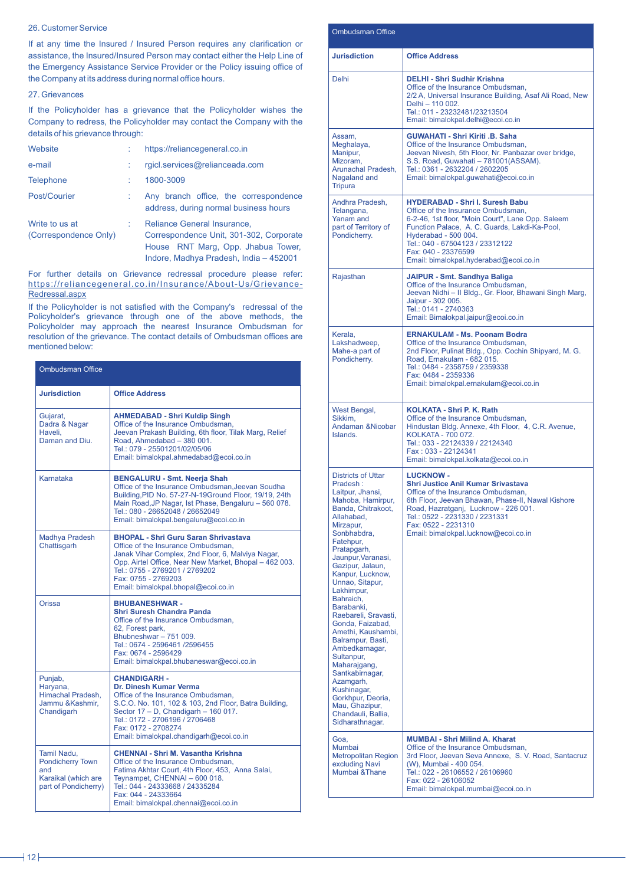26. Customer Service

If at any time the Insured / Insured Person requires any clarification or assistance, the Insured/Insured Person may contact either the Help Line of the Emergency Assistance Service Provider or the Policy issuing office of the Company at its address during normal office hours.

27. Grievances

If the Policyholder has a grievance that the Policyholder wishes the Company to redress, the Policyholder may contact the Company with the details of his grievance through:

| | | |
|---|---|---|
| Website | : | https://reliancegeneral.co.in |
| e-mail | : | rgicl.services@relianceada.com |
| Telephone | : | 1800-3009 |
| Post/Courier | : | Any branch office, the correspondence address, during normal business hours |
| Write to us at (Correspondence Only) | : | Reliance General Insurance, Correspondence Unit, 301-302, Corporate House RNT Marg, Opp. Jhabua Tower, Indore, Madhya Pradesh, India – 452001 |

For further details on Grievance redressal procedure please refer: https://reliancegeneral.co.in/Insurance/About-Us/Grievance-Redressal.aspx

If the Policyholder is not satisfied with the Company's redressal of the Policyholder's grievance through one of the above methods, the Policyholder may approach the nearest Insurance Ombudsman for resolution of the grievance. The contact details of Ombudsman offices are mentioned below:

| Jurisdiction | Office Address |
|---|---|
| Gujarat, Dadra & Nagar Haveli, Daman and Diu. | **AHMEDABAD - Shri Kuldip Singh** Office of the Insurance Ombudsman, Jeevan Prakash Building, 6th floor, Tilak Marg, Relief Road, Ahmedabad – 380 001. Tel.: 079 - 25501201/02/05/06 Email: bimalokpal.ahmedabad@ecoi.co.in |
| Karnataka | **BENGALURU - Smt. Neerja Shah** Office of the Insurance Ombudsman,Jeevan Soudha Building,PID No. 57-27-N-19Ground Floor, 19/19, 24th Main Road,JP Nagar, Ist Phase, Bengaluru – 560 078. Tel.: 080 - 26652048 / 26652049 Email: bimalokpal.bengaluru@ecoi.co.in |
| Madhya Pradesh Chattisgarh | **BHOPAL - Shri Guru Saran Shrivastava** Office of the Insurance Ombudsman, Janak Vihar Complex, 2nd Floor, 6, Malviya Nagar, Opp. Airtel Office, Near New Market, Bhopal – 462 003. Tel.: 0755 - 2769201 / 2769202 Fax: 0755 - 2769203 Email: bimalokpal.bhopal@ecoi.co.in |
| Orissa | **BHUBANESHWAR - Shri Suresh Chandra Panda** Office of the Insurance Ombudsman, 62, Forest park, Bhubneshwar – 751 009. Tel.: 0674 - 2596461 /2596455 Fax: 0674 - 2596429 Email: bimalokpal.bhubaneswar@ecoi.co.in |
| Punjab, Haryana, Himachal Pradesh, Jammu &Kashmir, Chandigarh | **CHANDIGARH - Dr. Dinesh Kumar Verma** Office of the Insurance Ombudsman, S.C.O. No. 101, 102 & 103, 2nd Floor, Batra Building, Sector 17 – D, Chandigarh – 160 017. Tel.: 0172 - 2706196 / 2706468 Fax: 0172 - 2708274 Email: bimalokpal.chandigarh@ecoi.co.in |
| Tamil Nadu, Pondicherry Town and Karaikal (which are part of Pondicherry) | **CHENNAI - Shri M. Vasantha Krishna** Office of the Insurance Ombudsman, Fatima Akhtar Court, 4th Floor, 453, Anna Salai, Teynampet, CHENNAI – 600 018. Tel.: 044 - 24333668 / 24335284 Fax: 044 - 24333664 Email: bimalokpal.chennai@ecoi.co.in |
| Delhi | **DELHI - Shri Sudhir Krishna** Office of the Insurance Ombudsman, 2/2 A, Universal Insurance Building, Asaf Ali Road, New Delhi – 110 002. Tel.: 011 - 23232481/23213504 Email: bimalokpal.delhi@ecoi.co.in |
| Assam, Meghalaya, Manipur, Mizoram, Arunachal Pradesh, Nagaland and Tripura | **GUWAHATI - Shri Kiriti .B. Saha** Office of the Insurance Ombudsman, Jeevan Nivesh, 5th Floor, Nr. Panbazar over bridge, S.S. Road, Guwahati – 781001(ASSAM). Tel.: 0361 - 2632204 / 2602205 Email: bimalokpal.guwahati@ecoi.co.in |
| Andhra Pradesh, Telangana, Yanam and part of Territory of Pondicherry. | **HYDERABAD - Shri I. Suresh Babu** Office of the Insurance Ombudsman, 6-2-46, 1st floor, "Moin Court", Lane Opp. Saleem Function Palace, A. C. Guards, Lakdi-Ka-Pool, Hyderabad - 500 004. Tel.: 040 - 67504123 / 23312122 Fax: 040 - 23376599 Email: bimalokpal.hyderabad@ecoi.co.in |
| Rajasthan | **JAIPUR - Smt. Sandhya Baliga** Office of the Insurance Ombudsman, Jeevan Nidhi – II Bldg., Gr. Floor, Bhawani Singh Marg, Jaipur - 302 005. Tel.: 0141 - 2740363 Email: Bimalokpal.jaipur@ecoi.co.in |
| Kerala, Lakshadweep, Mahe-a part of Pondicherry. | **ERNAKULAM - Ms. Poonam Bodra** Office of the Insurance Ombudsman, 2nd Floor, Pulinat Bldg., Opp. Cochin Shipyard, M. G. Road, Ernakulam - 682 015. Tel.: 0484 - 2358759 / 2359338 Fax: 0484 - 2359336 Email: bimalokpal.ernakulam@ecoi.co.in |
| West Bengal, Sikkim, Andaman &Nicobar Islands. | **KOLKATA - Shri P. K. Rath** Office of the Insurance Ombudsman, Hindustan Bldg. Annexe, 4th Floor, 4, C.R. Avenue, KOLKATA - 700 072. Tel.: 033 - 22124339 / 22124340 Fax : 033 - 22124341 Email: bimalokpal.kolkata@ecoi.co.in |
| Districts of Uttar Pradesh : Laitpur, Jhansi, Mahoba, Hamirpur, Banda, Chitrakoot, Allahabad, Mirzapur, Sonbhabdra, Fatehpur, Pratapgarh, Jaunpur,Varanasi, Gazipur, Jalaun, Kanpur, Lucknow, Unnao, Sitapur, Lakhimpur, Bahraich, Barabanki, Raebareli, Sravasti, Gonda, Faizabad, Amethi, Kaushambi, Balrampur, Basti, Ambedkarnagar, Sultanpur, Maharajgang, Santkabirnagar, Azamgarh, Kushinagar, Gorkhpur, Deoria, Mau, Ghazipur, Chandauli, Ballia, Sidharathnagar. | **LUCKNOW - Shri Justice Anil Kumar Srivastava** Office of the Insurance Ombudsman, 6th Floor, Jeevan Bhawan, Phase-II, Nawal Kishore Road, Hazratganj, Lucknow - 226 001. Tel.: 0522 - 2231330 / 2231331 Fax: 0522 - 2231310 Email: bimalokpal.lucknow@ecoi.co.in |
| Goa, Mumbai Metropolitan Region excluding Navi Mumbai &Thane | **MUMBAI - Shri Milind A. Kharat** Office of the Insurance Ombudsman, 3rd Floor, Jeevan Seva Annexe, S. V. Road, Santacruz (W), Mumbai - 400 054. Tel.: 022 - 26106552 / 26106960 Fax: 022 - 26106052 Email: bimalokpal.mumbai@ecoi.co.in |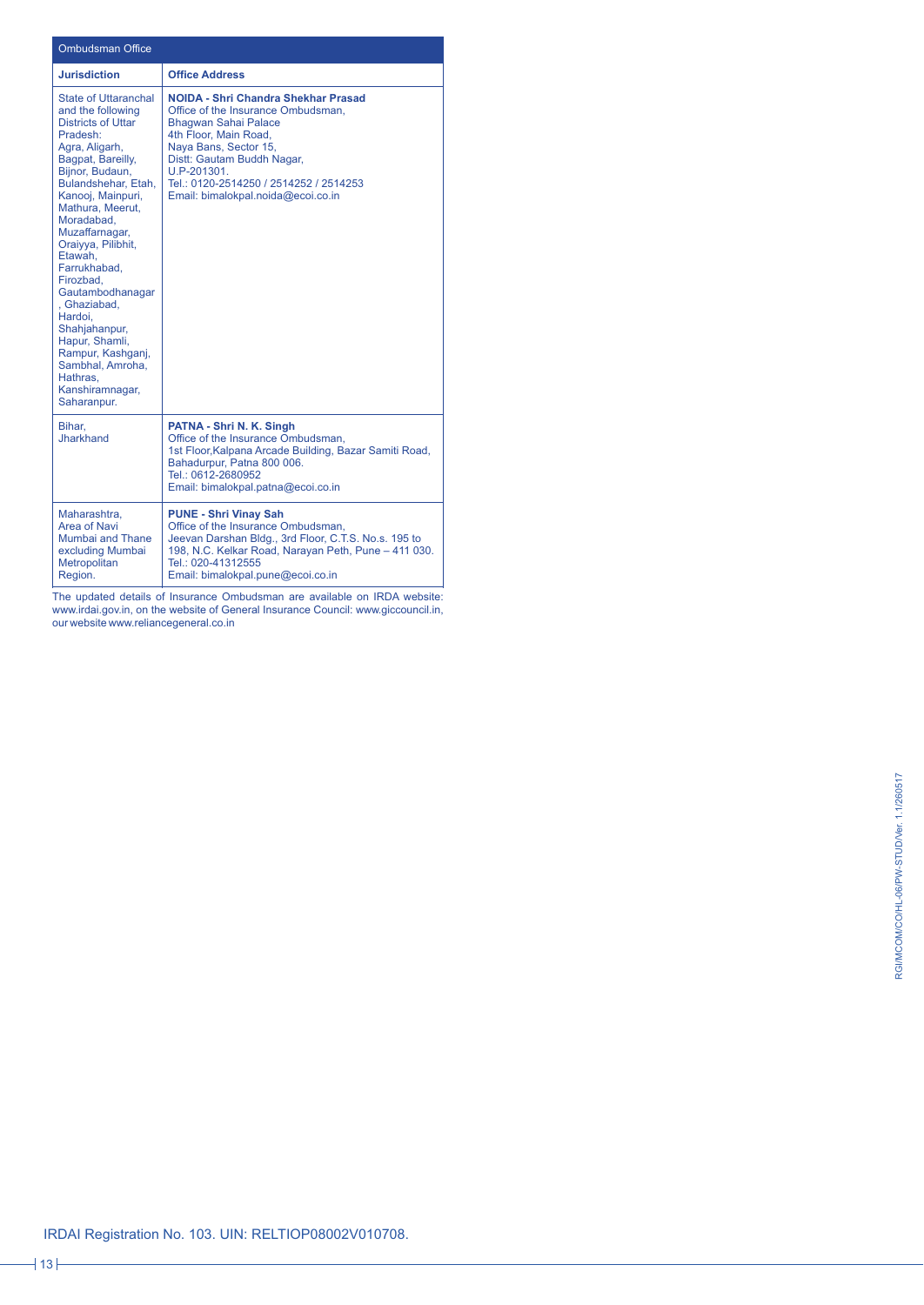| Ombudsman Office | |
|---|---|
| **Jurisdiction** | **Office Address** |
| State of Uttaranchal and the following Districts of Uttar Pradesh: Agra, Aligarh, Bagpat, Bareilly, Bijnor, Budaun, Bulandshehar, Etah, Kanooj, Mainpuri, Mathura, Meerut, Moradabad, Muzaffarnagar, Oraiyya, Pilibhit, Etawah, Farrukhabad, Firozbad, Gautambodhanagar, Ghaziabad, Hardoi, Shahjahanpur, Hapur, Shamli, Rampur, Kashganj, Sambhal, Amroha, Hathras, Kanshiramnagar, Saharanpur. | **NOIDA - Shri Chandra Shekhar Prasad**<br>Office of the Insurance Ombudsman,<br>Bhagwan Sahai Palace<br>4th Floor, Main Road,<br>Naya Bans, Sector 15,<br>Distt: Gautam Buddh Nagar,<br>U.P-201301.<br>Tel.: 0120-2514250 / 2514252 / 2514253<br>Email: bimalokpal.noida@ecoi.co.in |
| Bihar, Jharkhand | **PATNA - Shri N. K. Singh**<br>Office of the Insurance Ombudsman,<br>1st Floor,Kalpana Arcade Building, Bazar Samiti Road, Bahadurpur, Patna 800 006.<br>Tel.: 0612-2680952<br>Email: bimalokpal.patna@ecoi.co.in |
| Maharashtra, Area of Navi Mumbai and Thane excluding Mumbai Metropolitan Region. | **PUNE - Shri Vinay Sah**<br>Office of the Insurance Ombudsman,<br>Jeevan Darshan Bldg., 3rd Floor, C.T.S. No.s. 195 to 198, N.C. Kelkar Road, Narayan Peth, Pune – 411 030.<br>Tel.: 020-41312555<br>Email: bimalokpal.pune@ecoi.co.in |

The updated details of Insurance Ombudsman are available on IRDA website: www.irdai.gov.in, on the website of General Insurance Council: www.giccouncil.in, our website www.reliancegeneral.co.in

RGI/MCOM/CO/HL-06/PW-STUD/Ver. 1.1/260517

IRDAI Registration No. 103. UIN: RELTIOP08002V010708.